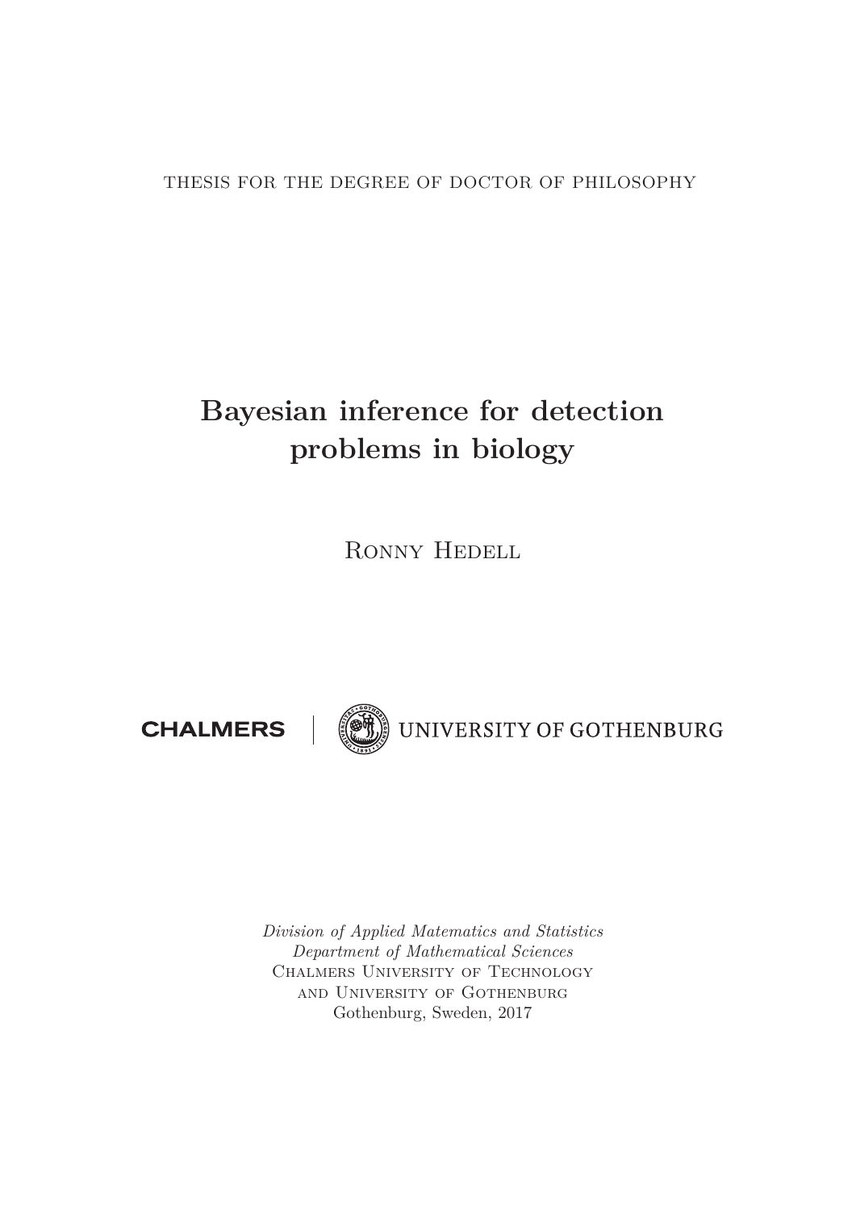THESIS FOR THE DEGREE OF DOCTOR OF PHILOSOPHY

# Bayesian inference for detection problems in biology

Ronny Hedell

CHALMERS | UNIVERSITY OF GOTHENBURG

*Division of Applied Matematics and Statistics*
*Department of Mathematical Sciences*
Chalmers University of Technology
and University of Gothenburg
Gothenburg, Sweden, 2017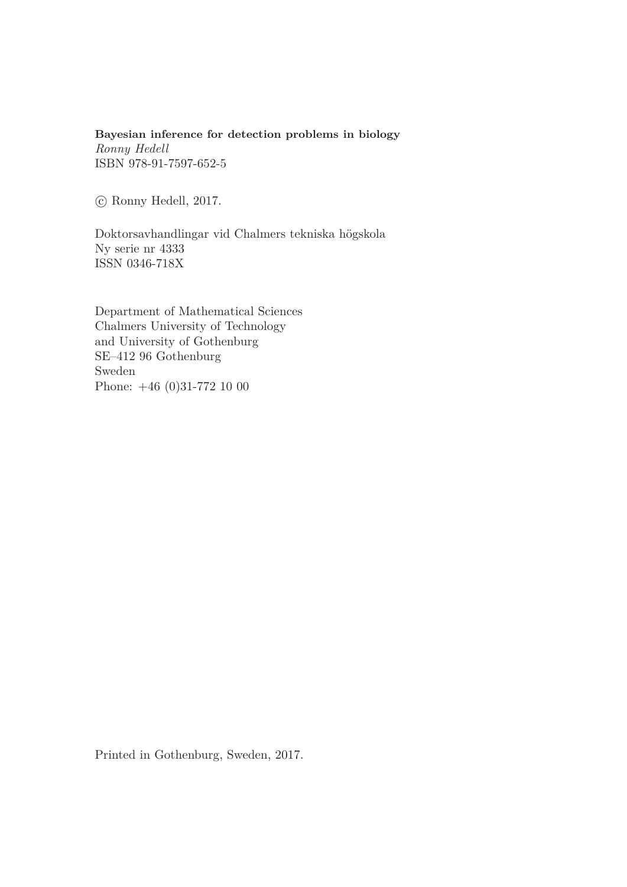**Bayesian inference for detection problems in biology**
*Ronny Hedell*
ISBN 978-91-7597-652-5

© Ronny Hedell, 2017.

Doktorsavhandlingar vid Chalmers tekniska högskola
Ny serie nr 4333
ISSN 0346-718X

Department of Mathematical Sciences
Chalmers University of Technology
and University of Gothenburg
SE–412 96 Gothenburg
Sweden
Phone: +46 (0)31-772 10 00

Printed in Gothenburg, Sweden, 2017.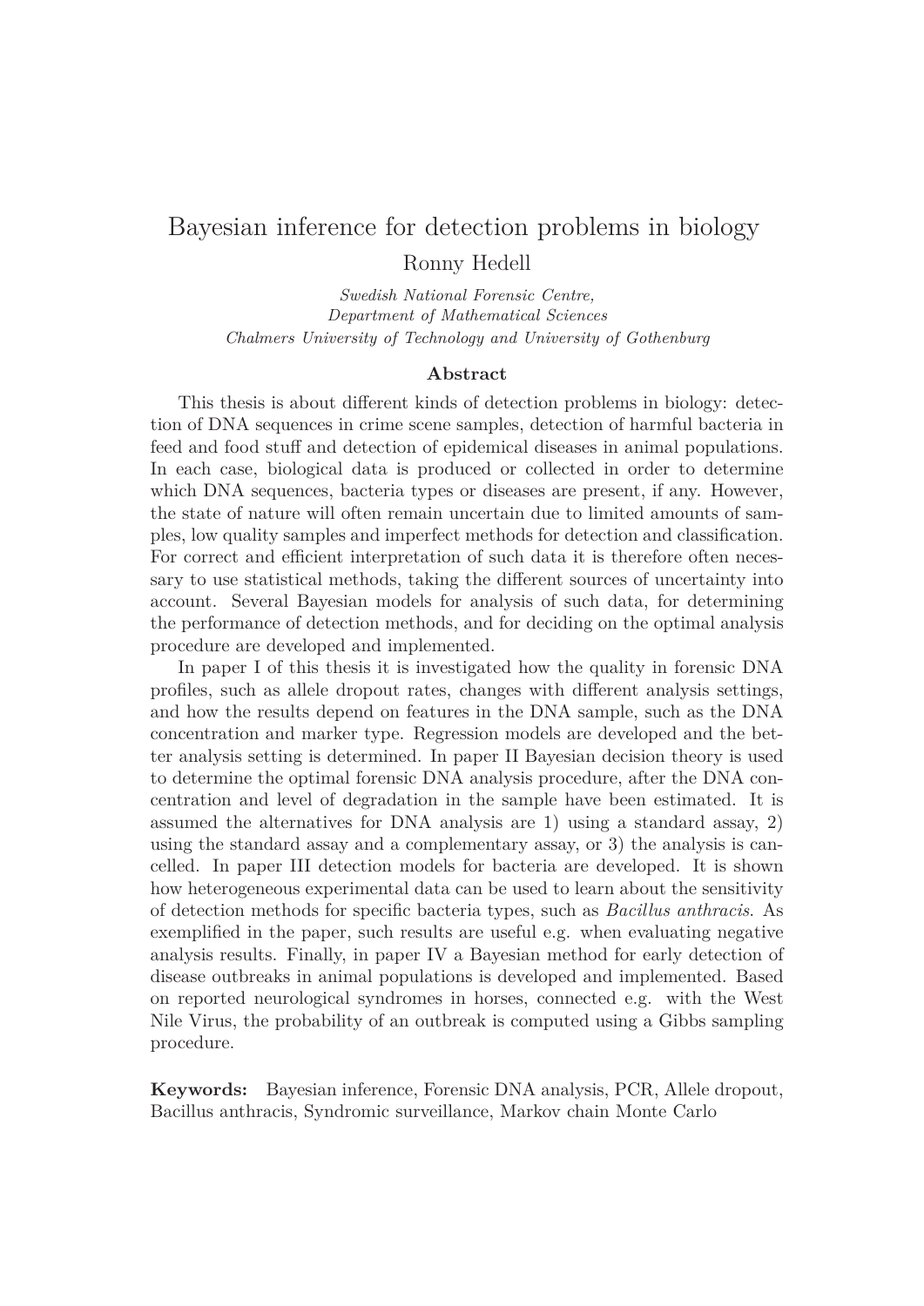# Bayesian inference for detection problems in biology

Ronny Hedell

*Swedish National Forensic Centre,*
*Department of Mathematical Sciences*
*Chalmers University of Technology and University of Gothenburg*

## Abstract

This thesis is about different kinds of detection problems in biology: detection of DNA sequences in crime scene samples, detection of harmful bacteria in feed and food stuff and detection of epidemical diseases in animal populations. In each case, biological data is produced or collected in order to determine which DNA sequences, bacteria types or diseases are present, if any. However, the state of nature will often remain uncertain due to limited amounts of samples, low quality samples and imperfect methods for detection and classification. For correct and efficient interpretation of such data it is therefore often necessary to use statistical methods, taking the different sources of uncertainty into account. Several Bayesian models for analysis of such data, for determining the performance of detection methods, and for deciding on the optimal analysis procedure are developed and implemented.

In paper I of this thesis it is investigated how the quality in forensic DNA profiles, such as allele dropout rates, changes with different analysis settings, and how the results depend on features in the DNA sample, such as the DNA concentration and marker type. Regression models are developed and the better analysis setting is determined. In paper II Bayesian decision theory is used to determine the optimal forensic DNA analysis procedure, after the DNA concentration and level of degradation in the sample have been estimated. It is assumed the alternatives for DNA analysis are 1) using a standard assay, 2) using the standard assay and a complementary assay, or 3) the analysis is cancelled. In paper III detection models for bacteria are developed. It is shown how heterogeneous experimental data can be used to learn about the sensitivity of detection methods for specific bacteria types, such as *Bacillus anthracis*. As exemplified in the paper, such results are useful e.g. when evaluating negative analysis results. Finally, in paper IV a Bayesian method for early detection of disease outbreaks in animal populations is developed and implemented. Based on reported neurological syndromes in horses, connected e.g. with the West Nile Virus, the probability of an outbreak is computed using a Gibbs sampling procedure.

**Keywords:** Bayesian inference, Forensic DNA analysis, PCR, Allele dropout, Bacillus anthracis, Syndromic surveillance, Markov chain Monte Carlo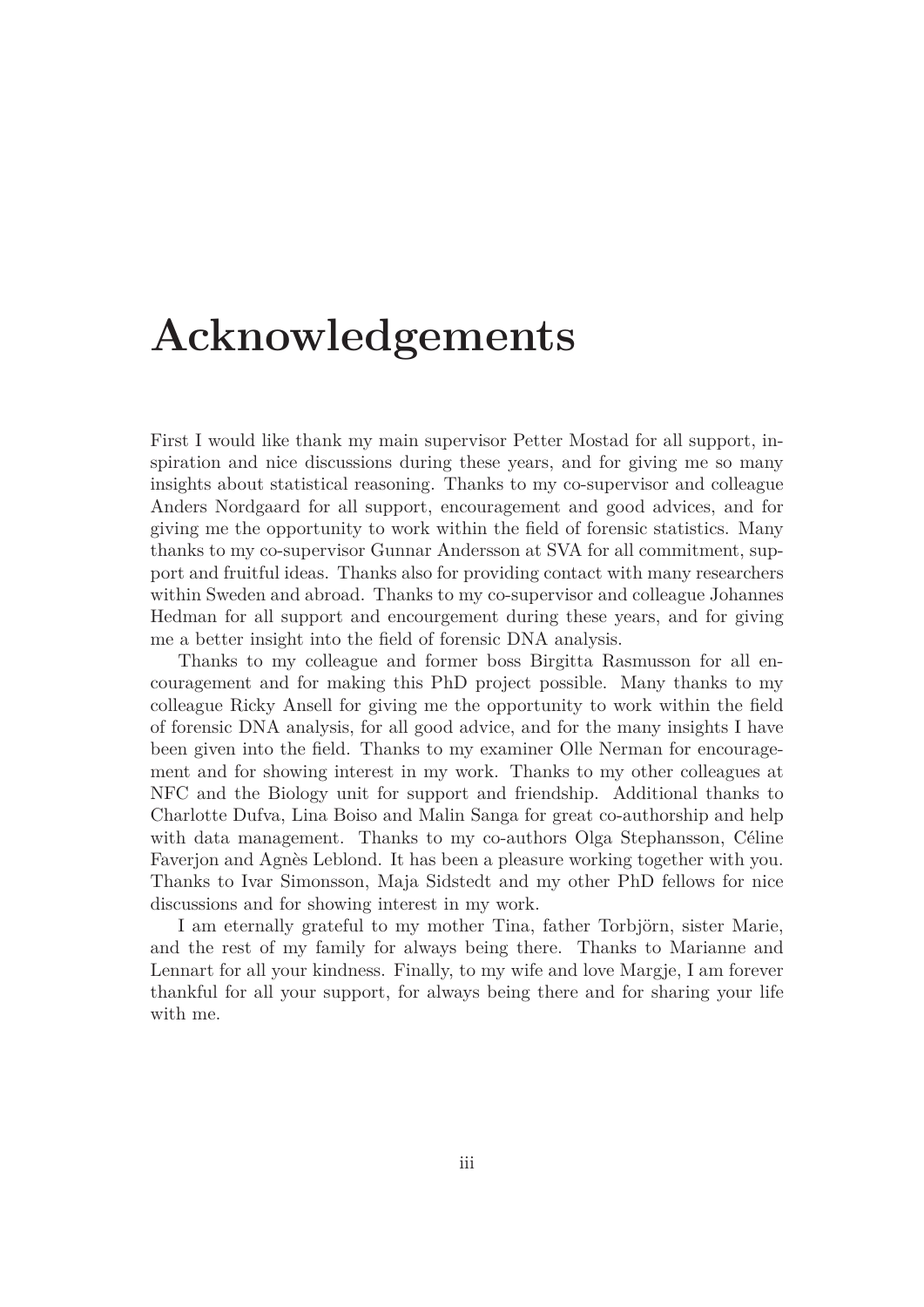# Acknowledgements

First I would like thank my main supervisor Petter Mostad for all support, inspiration and nice discussions during these years, and for giving me so many insights about statistical reasoning. Thanks to my co-supervisor and colleague Anders Nordgaard for all support, encouragement and good advices, and for giving me the opportunity to work within the field of forensic statistics. Many thanks to my co-supervisor Gunnar Andersson at SVA for all commitment, support and fruitful ideas. Thanks also for providing contact with many researchers within Sweden and abroad. Thanks to my co-supervisor and colleague Johannes Hedman for all support and encourgement during these years, and for giving me a better insight into the field of forensic DNA analysis.

Thanks to my colleague and former boss Birgitta Rasmusson for all encouragement and for making this PhD project possible. Many thanks to my colleague Ricky Ansell for giving me the opportunity to work within the field of forensic DNA analysis, for all good advice, and for the many insights I have been given into the field. Thanks to my examiner Olle Nerman for encouragement and for showing interest in my work. Thanks to my other colleagues at NFC and the Biology unit for support and friendship. Additional thanks to Charlotte Dufva, Lina Boiso and Malin Sanga for great co-authorship and help with data management. Thanks to my co-authors Olga Stephansson, Céline Faverjon and Agnès Leblond. It has been a pleasure working together with you. Thanks to Ivar Simonsson, Maja Sidstedt and my other PhD fellows for nice discussions and for showing interest in my work.

I am eternally grateful to my mother Tina, father Torbjörn, sister Marie, and the rest of my family for always being there. Thanks to Marianne and Lennart for all your kindness. Finally, to my wife and love Margje, I am forever thankful for all your support, for always being there and for sharing your life with me.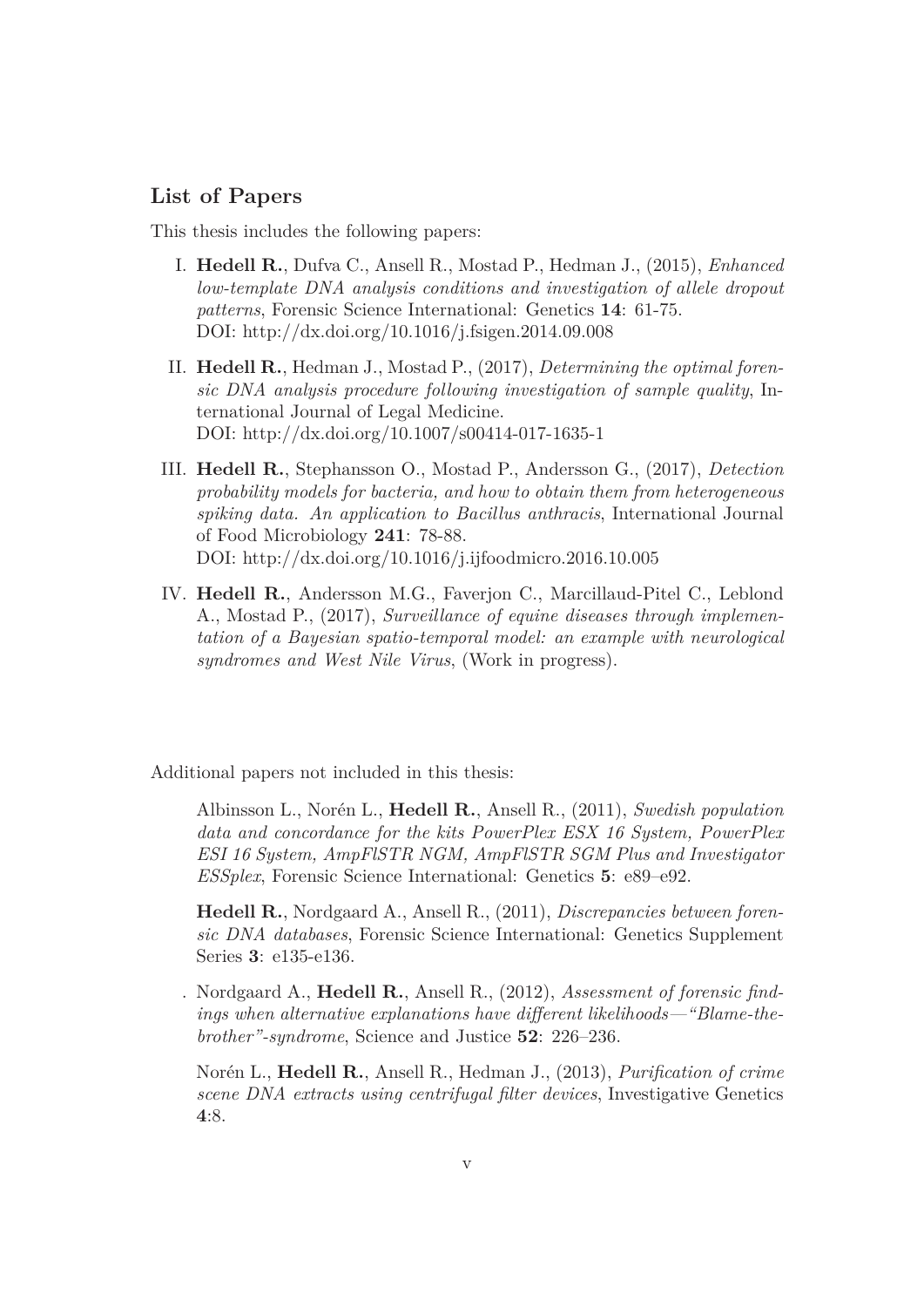## List of Papers

This thesis includes the following papers:

I. **Hedell R.**, Dufva C., Ansell R., Mostad P., Hedman J., (2015), *Enhanced low-template DNA analysis conditions and investigation of allele dropout patterns*, Forensic Science International: Genetics **14**: 61-75.
DOI: http://dx.doi.org/10.1016/j.fsigen.2014.09.008

II. **Hedell R.**, Hedman J., Mostad P., (2017), *Determining the optimal forensic DNA analysis procedure following investigation of sample quality*, International Journal of Legal Medicine.
DOI: http://dx.doi.org/10.1007/s00414-017-1635-1

III. **Hedell R.**, Stephansson O., Mostad P., Andersson G., (2017), *Detection probability models for bacteria, and how to obtain them from heterogeneous spiking data. An application to Bacillus anthracis*, International Journal of Food Microbiology **241**: 78-88.
DOI: http://dx.doi.org/10.1016/j.ijfoodmicro.2016.10.005

IV. **Hedell R.**, Andersson M.G., Faverjon C., Marcillaud-Pitel C., Leblond A., Mostad P., (2017), *Surveillance of equine diseases through implementation of a Bayesian spatio-temporal model: an example with neurological syndromes and West Nile Virus*, (Work in progress).

Additional papers not included in this thesis:

Albinsson L., Norén L., **Hedell R.**, Ansell R., (2011), *Swedish population data and concordance for the kits PowerPlex ESX 16 System, PowerPlex ESI 16 System, AmpFlSTR NGM, AmpFlSTR SGM Plus and Investigator ESSplex*, Forensic Science International: Genetics **5**: e89–e92.

**Hedell R.**, Nordgaard A., Ansell R., (2011), *Discrepancies between forensic DNA databases*, Forensic Science International: Genetics Supplement Series **3**: e135-e136.

. Nordgaard A., **Hedell R.**, Ansell R., (2012), *Assessment of forensic findings when alternative explanations have different likelihoods—"Blame-the-brother"-syndrome*, Science and Justice **52**: 226–236.

Norén L., **Hedell R.**, Ansell R., Hedman J., (2013), *Purification of crime scene DNA extracts using centrifugal filter devices*, Investigative Genetics **4**:8.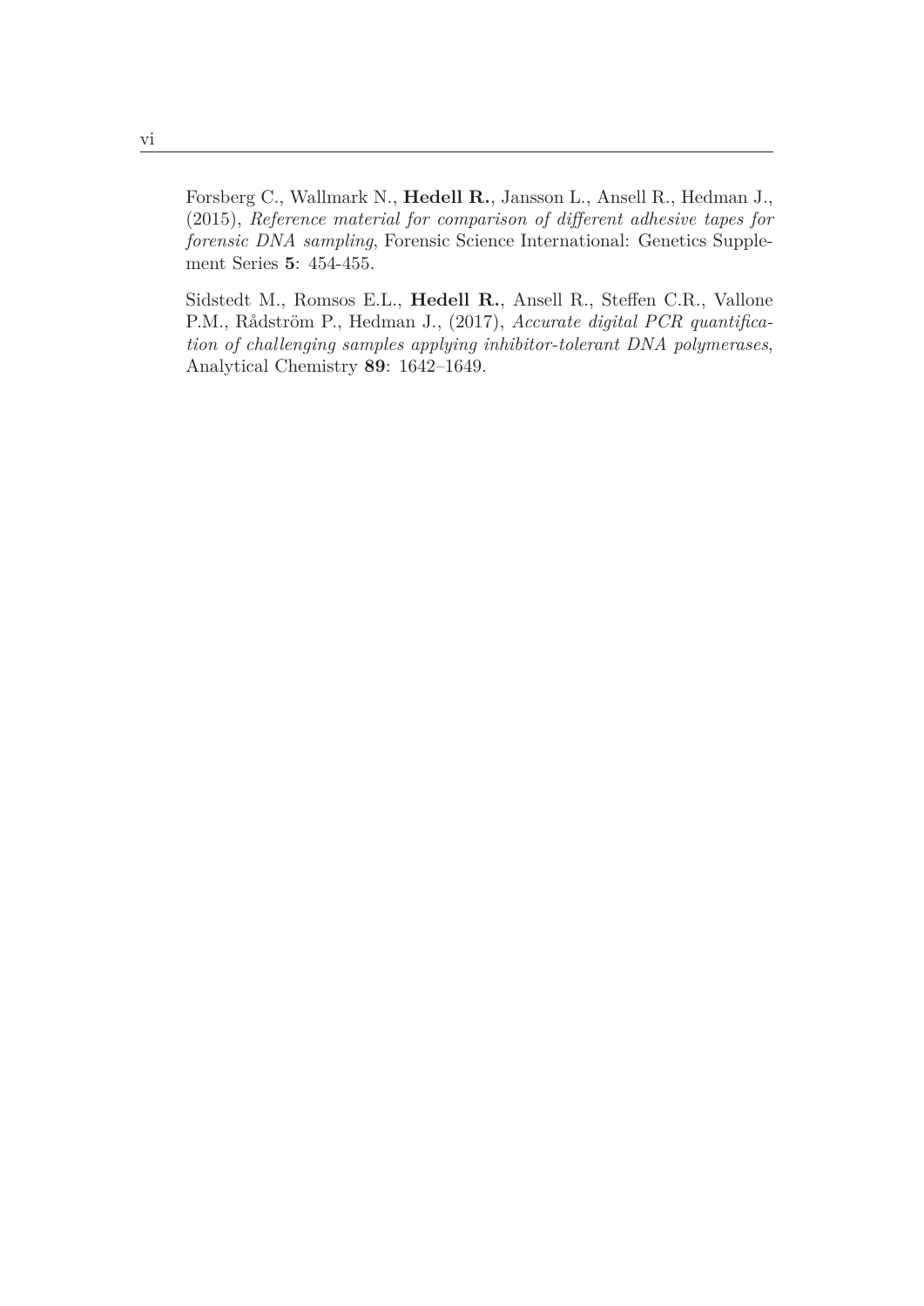Forsberg C., Wallmark N., **Hedell R.**, Jansson L., Ansell R., Hedman J., (2015), *Reference material for comparison of different adhesive tapes for forensic DNA sampling*, Forensic Science International: Genetics Supplement Series **5**: 454-455.

Sidstedt M., Romsos E.L., **Hedell R.**, Ansell R., Steffen C.R., Vallone P.M., Rådström P., Hedman J., (2017), *Accurate digital PCR quantification of challenging samples applying inhibitor-tolerant DNA polymerases*, Analytical Chemistry **89**: 1642–1649.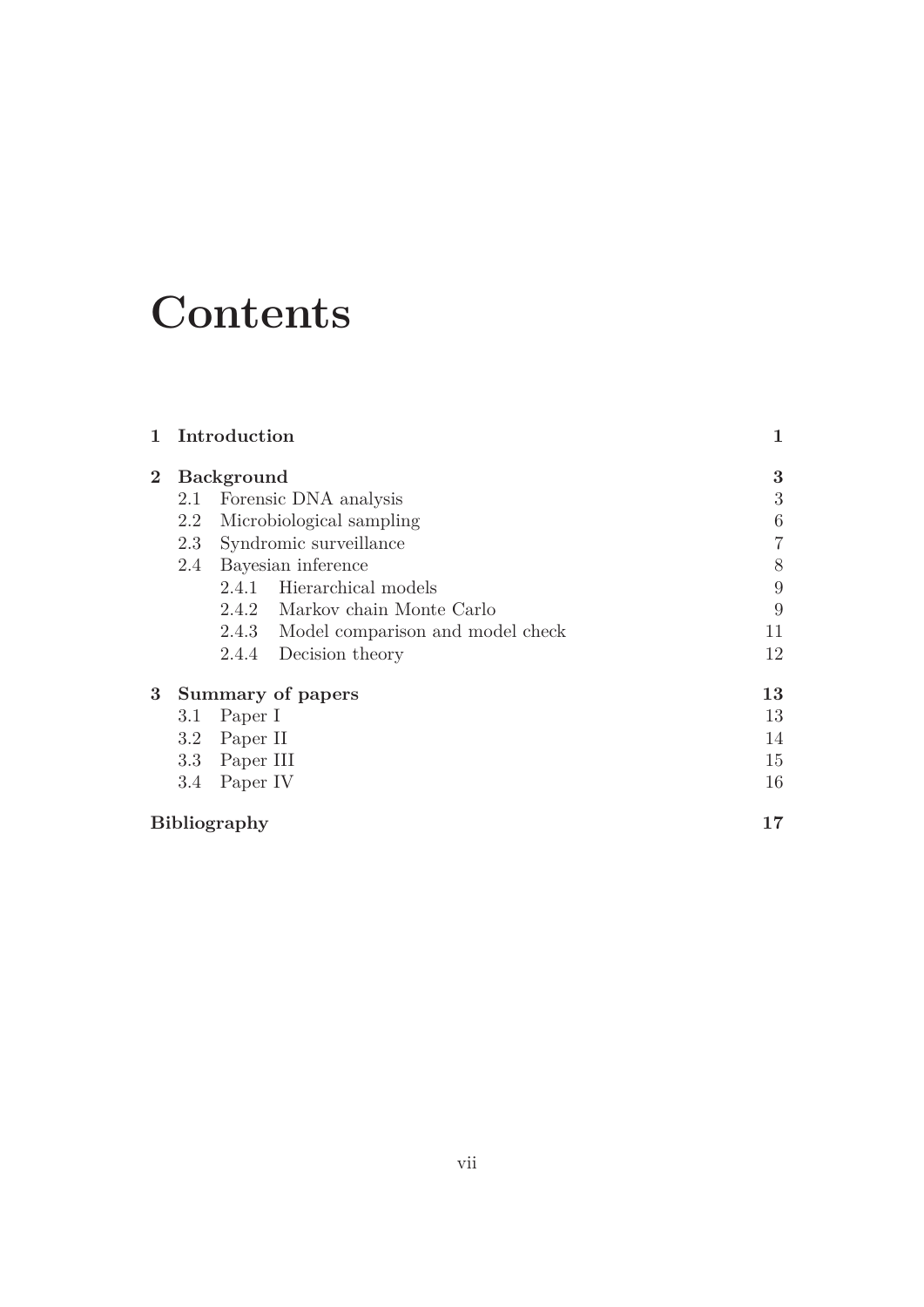# Contents

| | | |
|---|---|---|
| **1** | **Introduction** | **1** |
| **2** | **Background** | **3** |
| | 2.1 Forensic DNA analysis | 3 |
| | 2.2 Microbiological sampling | 6 |
| | 2.3 Syndromic surveillance | 7 |
| | 2.4 Bayesian inference | 8 |
| | 2.4.1 Hierarchical models | 9 |
| | 2.4.2 Markov chain Monte Carlo | 9 |
| | 2.4.3 Model comparison and model check | 11 |
| | 2.4.4 Decision theory | 12 |
| **3** | **Summary of papers** | **13** |
| | 3.1 Paper I | 13 |
| | 3.2 Paper II | 14 |
| | 3.3 Paper III | 15 |
| | 3.4 Paper IV | 16 |
| | **Bibliography** | **17** |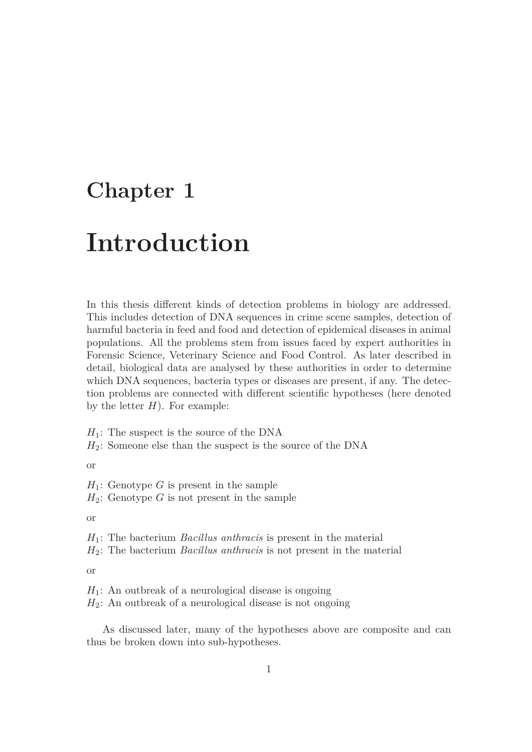# Chapter 1

# Introduction

In this thesis different kinds of detection problems in biology are addressed. This includes detection of DNA sequences in crime scene samples, detection of harmful bacteria in feed and food and detection of epidemical diseases in animal populations. All the problems stem from issues faced by expert authorities in Forensic Science, Veterinary Science and Food Control. As later described in detail, biological data are analysed by these authorities in order to determine which DNA sequences, bacteria types or diseases are present, if any. The detection problems are connected with different scientific hypotheses (here denoted by the letter $H$). For example:

$H_1$: The suspect is the source of the DNA  
$H_2$: Someone else than the suspect is the source of the DNA

or

$H_1$: Genotype $G$ is present in the sample  
$H_2$: Genotype $G$ is not present in the sample

or

$H_1$: The bacterium *Bacillus anthracis* is present in the material  
$H_2$: The bacterium *Bacillus anthracis* is not present in the material

or

$H_1$: An outbreak of a neurological disease is ongoing  
$H_2$: An outbreak of a neurological disease is not ongoing

As discussed later, many of the hypotheses above are composite and can thus be broken down into sub-hypotheses.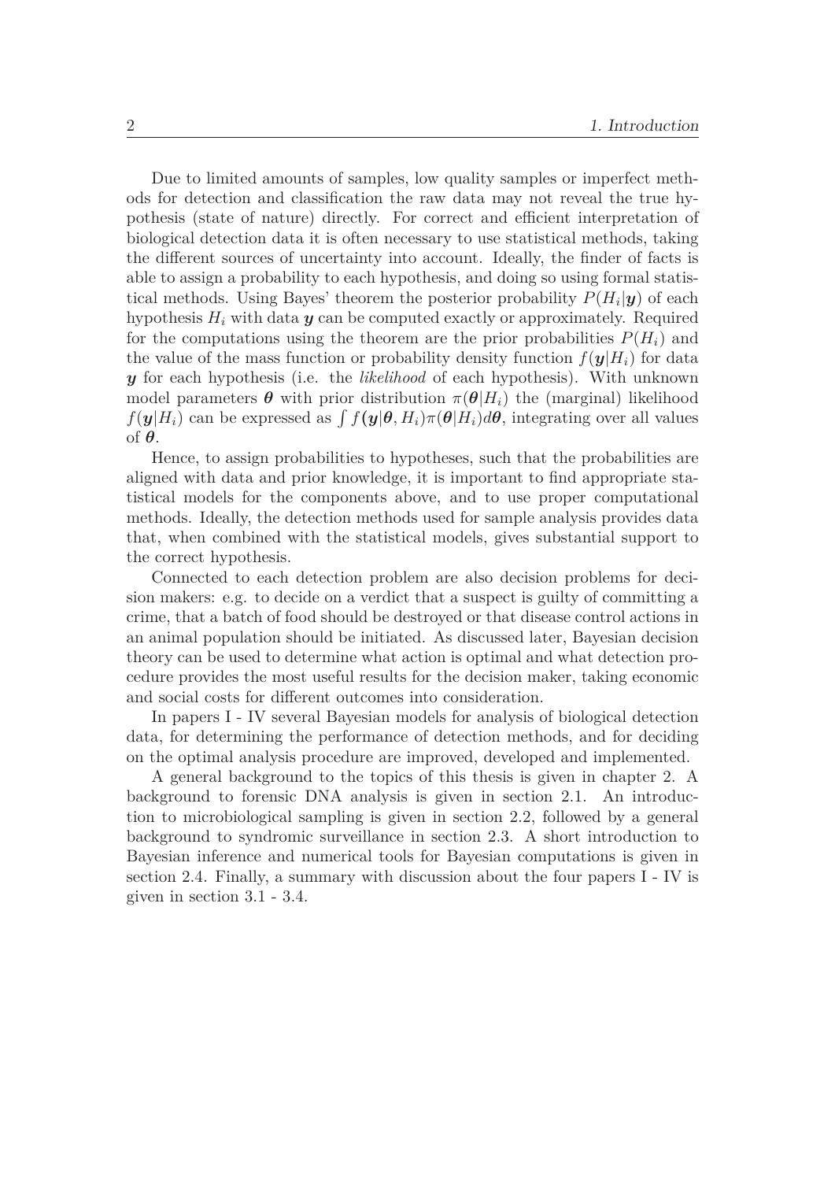Due to limited amounts of samples, low quality samples or imperfect methods for detection and classification the raw data may not reveal the true hypothesis (state of nature) directly. For correct and efficient interpretation of biological detection data it is often necessary to use statistical methods, taking the different sources of uncertainty into account. Ideally, the finder of facts is able to assign a probability to each hypothesis, and doing so using formal statistical methods. Using Bayes' theorem the posterior probability $P(H_i|\boldsymbol{y})$ of each hypothesis $H_i$ with data $\boldsymbol{y}$ can be computed exactly or approximately. Required for the computations using the theorem are the prior probabilities $P(H_i)$ and the value of the mass function or probability density function $f(\boldsymbol{y}|H_i)$ for data $\boldsymbol{y}$ for each hypothesis (i.e. the *likelihood* of each hypothesis). With unknown model parameters $\boldsymbol{\theta}$ with prior distribution $\pi(\boldsymbol{\theta}|H_i)$ the (marginal) likelihood $f(\boldsymbol{y}|H_i)$ can be expressed as $\int f(\boldsymbol{y}|\boldsymbol{\theta}, H_i)\pi(\boldsymbol{\theta}|H_i)d\boldsymbol{\theta}$, integrating over all values of $\boldsymbol{\theta}$.

Hence, to assign probabilities to hypotheses, such that the probabilities are aligned with data and prior knowledge, it is important to find appropriate statistical models for the components above, and to use proper computational methods. Ideally, the detection methods used for sample analysis provides data that, when combined with the statistical models, gives substantial support to the correct hypothesis.

Connected to each detection problem are also decision problems for decision makers: e.g. to decide on a verdict that a suspect is guilty of committing a crime, that a batch of food should be destroyed or that disease control actions in an animal population should be initiated. As discussed later, Bayesian decision theory can be used to determine what action is optimal and what detection procedure provides the most useful results for the decision maker, taking economic and social costs for different outcomes into consideration.

In papers I - IV several Bayesian models for analysis of biological detection data, for determining the performance of detection methods, and for deciding on the optimal analysis procedure are improved, developed and implemented.

A general background to the topics of this thesis is given in chapter 2. A background to forensic DNA analysis is given in section 2.1. An introduction to microbiological sampling is given in section 2.2, followed by a general background to syndromic surveillance in section 2.3. A short introduction to Bayesian inference and numerical tools for Bayesian computations is given in section 2.4. Finally, a summary with discussion about the four papers I - IV is given in section 3.1 - 3.4.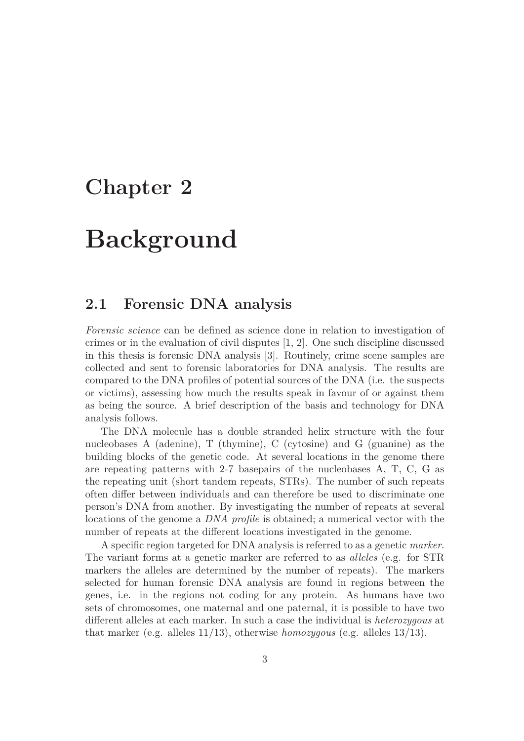# Chapter 2

# Background

## 2.1 Forensic DNA analysis

*Forensic science* can be defined as science done in relation to investigation of crimes or in the evaluation of civil disputes [1, 2]. One such discipline discussed in this thesis is forensic DNA analysis [3]. Routinely, crime scene samples are collected and sent to forensic laboratories for DNA analysis. The results are compared to the DNA profiles of potential sources of the DNA (i.e. the suspects or victims), assessing how much the results speak in favour of or against them as being the source. A brief description of the basis and technology for DNA analysis follows.

The DNA molecule has a double stranded helix structure with the four nucleobases A (adenine), T (thymine), C (cytosine) and G (guanine) as the building blocks of the genetic code. At several locations in the genome there are repeating patterns with 2-7 basepairs of the nucleobases A, T, C, G as the repeating unit (short tandem repeats, STRs). The number of such repeats often differ between individuals and can therefore be used to discriminate one person's DNA from another. By investigating the number of repeats at several locations of the genome a *DNA profile* is obtained; a numerical vector with the number of repeats at the different locations investigated in the genome.

A specific region targeted for DNA analysis is referred to as a genetic *marker*. The variant forms at a genetic marker are referred to as *alleles* (e.g. for STR markers the alleles are determined by the number of repeats). The markers selected for human forensic DNA analysis are found in regions between the genes, i.e. in the regions not coding for any protein. As humans have two sets of chromosomes, one maternal and one paternal, it is possible to have two different alleles at each marker. In such a case the individual is *heterozygous* at that marker (e.g. alleles 11/13), otherwise *homozygous* (e.g. alleles 13/13).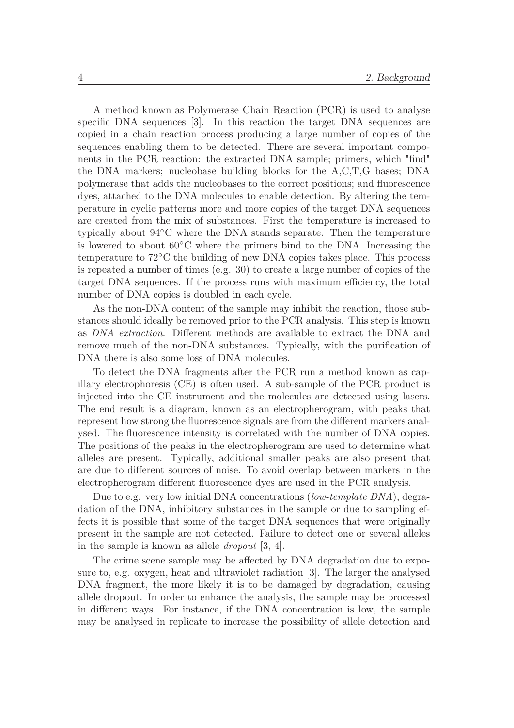A method known as Polymerase Chain Reaction (PCR) is used to analyse specific DNA sequences [3]. In this reaction the target DNA sequences are copied in a chain reaction process producing a large number of copies of the sequences enabling them to be detected. There are several important components in the PCR reaction: the extracted DNA sample; primers, which "find" the DNA markers; nucleobase building blocks for the A,C,T,G bases; DNA polymerase that adds the nucleobases to the correct positions; and fluorescence dyes, attached to the DNA molecules to enable detection. By altering the temperature in cyclic patterns more and more copies of the target DNA sequences are created from the mix of substances. First the temperature is increased to typically about 94°C where the DNA stands separate. Then the temperature is lowered to about 60°C where the primers bind to the DNA. Increasing the temperature to 72°C the building of new DNA copies takes place. This process is repeated a number of times (e.g. 30) to create a large number of copies of the target DNA sequences. If the process runs with maximum efficiency, the total number of DNA copies is doubled in each cycle.

As the non-DNA content of the sample may inhibit the reaction, those substances should ideally be removed prior to the PCR analysis. This step is known as *DNA extraction*. Different methods are available to extract the DNA and remove much of the non-DNA substances. Typically, with the purification of DNA there is also some loss of DNA molecules.

To detect the DNA fragments after the PCR run a method known as capillary electrophoresis (CE) is often used. A sub-sample of the PCR product is injected into the CE instrument and the molecules are detected using lasers. The end result is a diagram, known as an electropherogram, with peaks that represent how strong the fluorescence signals are from the different markers analysed. The fluorescence intensity is correlated with the number of DNA copies. The positions of the peaks in the electropherogram are used to determine what alleles are present. Typically, additional smaller peaks are also present that are due to different sources of noise. To avoid overlap between markers in the electropherogram different fluorescence dyes are used in the PCR analysis.

Due to e.g. very low initial DNA concentrations (*low-template DNA*), degradation of the DNA, inhibitory substances in the sample or due to sampling effects it is possible that some of the target DNA sequences that were originally present in the sample are not detected. Failure to detect one or several alleles in the sample is known as allele *dropout* [3, 4].

The crime scene sample may be affected by DNA degradation due to exposure to, e.g. oxygen, heat and ultraviolet radiation [3]. The larger the analysed DNA fragment, the more likely it is to be damaged by degradation, causing allele dropout. In order to enhance the analysis, the sample may be processed in different ways. For instance, if the DNA concentration is low, the sample may be analysed in replicate to increase the possibility of allele detection and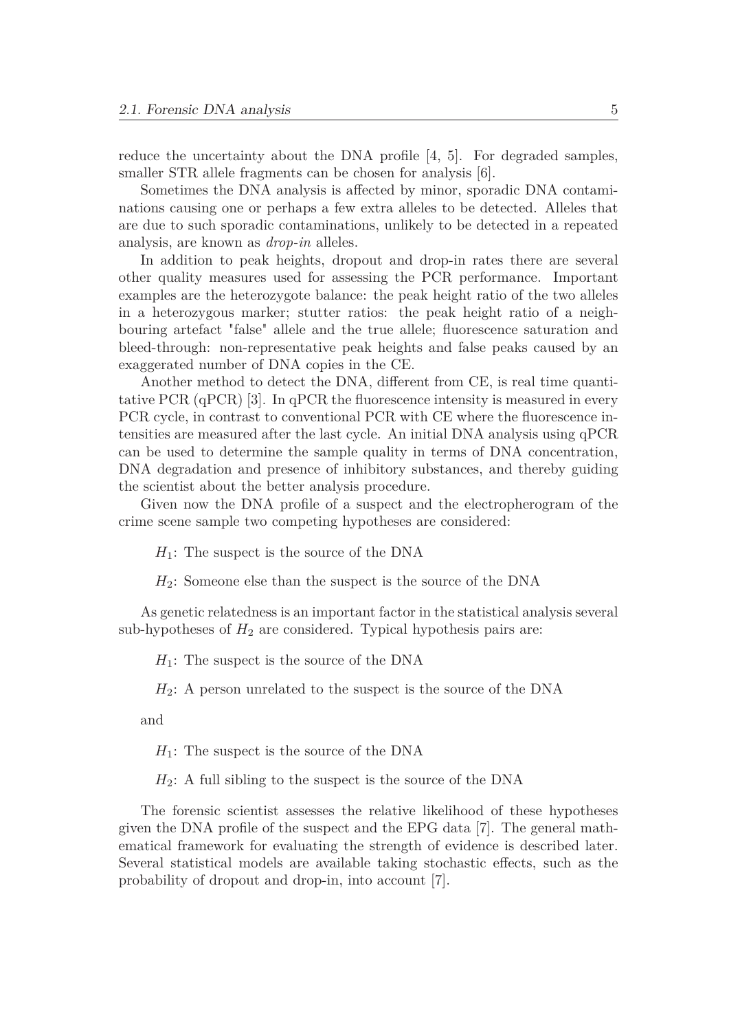reduce the uncertainty about the DNA profile [4, 5]. For degraded samples, smaller STR allele fragments can be chosen for analysis [6].

Sometimes the DNA analysis is affected by minor, sporadic DNA contaminations causing one or perhaps a few extra alleles to be detected. Alleles that are due to such sporadic contaminations, unlikely to be detected in a repeated analysis, are known as *drop-in* alleles.

In addition to peak heights, dropout and drop-in rates there are several other quality measures used for assessing the PCR performance. Important examples are the heterozygote balance: the peak height ratio of the two alleles in a heterozygous marker; stutter ratios: the peak height ratio of a neighbouring artefact "false" allele and the true allele; fluorescence saturation and bleed-through: non-representative peak heights and false peaks caused by an exaggerated number of DNA copies in the CE.

Another method to detect the DNA, different from CE, is real time quantitative PCR (qPCR) [3]. In qPCR the fluorescence intensity is measured in every PCR cycle, in contrast to conventional PCR with CE where the fluorescence intensities are measured after the last cycle. An initial DNA analysis using qPCR can be used to determine the sample quality in terms of DNA concentration, DNA degradation and presence of inhibitory substances, and thereby guiding the scientist about the better analysis procedure.

Given now the DNA profile of a suspect and the electropherogram of the crime scene sample two competing hypotheses are considered:

$H_1$: The suspect is the source of the DNA

$H_2$: Someone else than the suspect is the source of the DNA

As genetic relatedness is an important factor in the statistical analysis several sub-hypotheses of $H_2$ are considered. Typical hypothesis pairs are:

$H_1$: The suspect is the source of the DNA

$H_2$: A person unrelated to the suspect is the source of the DNA

and

$H_1$: The suspect is the source of the DNA

$H_2$: A full sibling to the suspect is the source of the DNA

The forensic scientist assesses the relative likelihood of these hypotheses given the DNA profile of the suspect and the EPG data [7]. The general mathematical framework for evaluating the strength of evidence is described later. Several statistical models are available taking stochastic effects, such as the probability of dropout and drop-in, into account [7].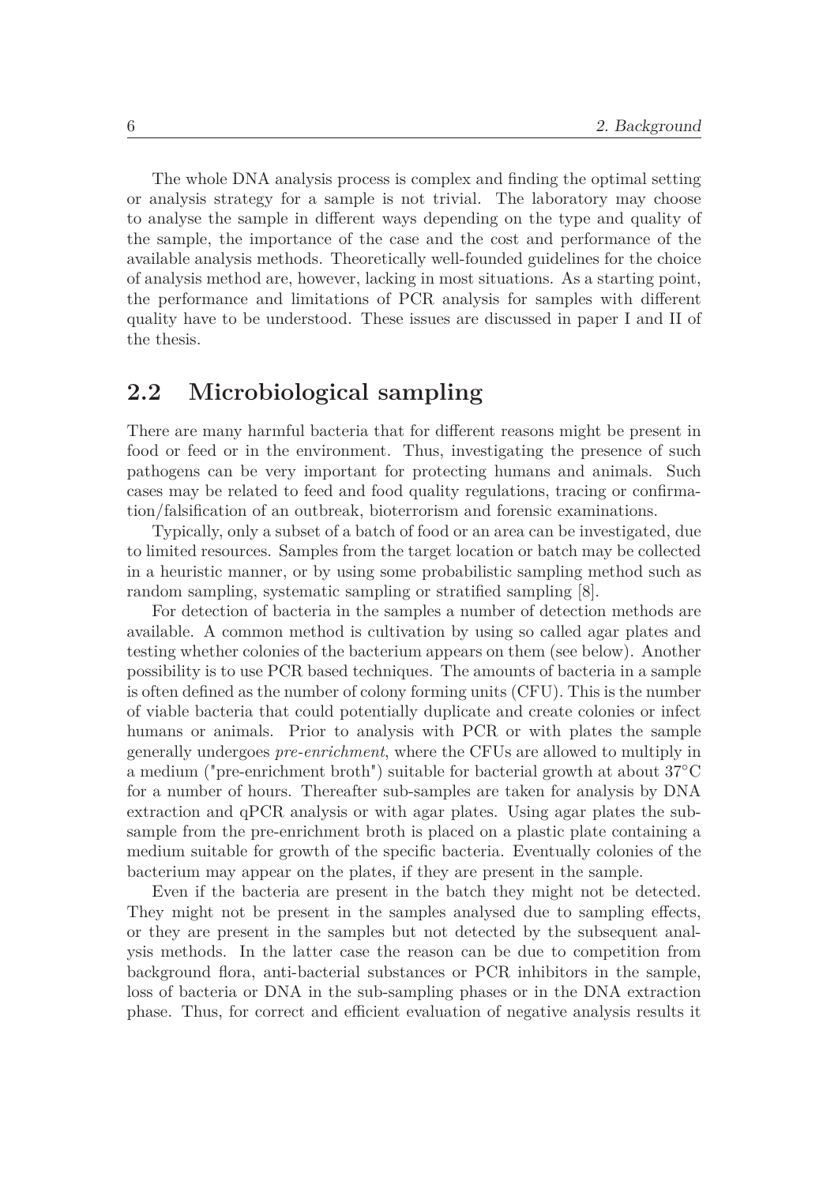The whole DNA analysis process is complex and finding the optimal setting or analysis strategy for a sample is not trivial. The laboratory may choose to analyse the sample in different ways depending on the type and quality of the sample, the importance of the case and the cost and performance of the available analysis methods. Theoretically well-founded guidelines for the choice of analysis method are, however, lacking in most situations. As a starting point, the performance and limitations of PCR analysis for samples with different quality have to be understood. These issues are discussed in paper I and II of the thesis.

## 2.2 Microbiological sampling

There are many harmful bacteria that for different reasons might be present in food or feed or in the environment. Thus, investigating the presence of such pathogens can be very important for protecting humans and animals. Such cases may be related to feed and food quality regulations, tracing or confirmation/falsification of an outbreak, bioterrorism and forensic examinations.

Typically, only a subset of a batch of food or an area can be investigated, due to limited resources. Samples from the target location or batch may be collected in a heuristic manner, or by using some probabilistic sampling method such as random sampling, systematic sampling or stratified sampling [8].

For detection of bacteria in the samples a number of detection methods are available. A common method is cultivation by using so called agar plates and testing whether colonies of the bacterium appears on them (see below). Another possibility is to use PCR based techniques. The amounts of bacteria in a sample is often defined as the number of colony forming units (CFU). This is the number of viable bacteria that could potentially duplicate and create colonies or infect humans or animals. Prior to analysis with PCR or with plates the sample generally undergoes *pre-enrichment*, where the CFUs are allowed to multiply in a medium ("pre-enrichment broth") suitable for bacterial growth at about 37°C for a number of hours. Thereafter sub-samples are taken for analysis by DNA extraction and qPCR analysis or with agar plates. Using agar plates the sub-sample from the pre-enrichment broth is placed on a plastic plate containing a medium suitable for growth of the specific bacteria. Eventually colonies of the bacterium may appear on the plates, if they are present in the sample.

Even if the bacteria are present in the batch they might not be detected. They might not be present in the samples analysed due to sampling effects, or they are present in the samples but not detected by the subsequent analysis methods. In the latter case the reason can be due to competition from background flora, anti-bacterial substances or PCR inhibitors in the sample, loss of bacteria or DNA in the sub-sampling phases or in the DNA extraction phase. Thus, for correct and efficient evaluation of negative analysis results it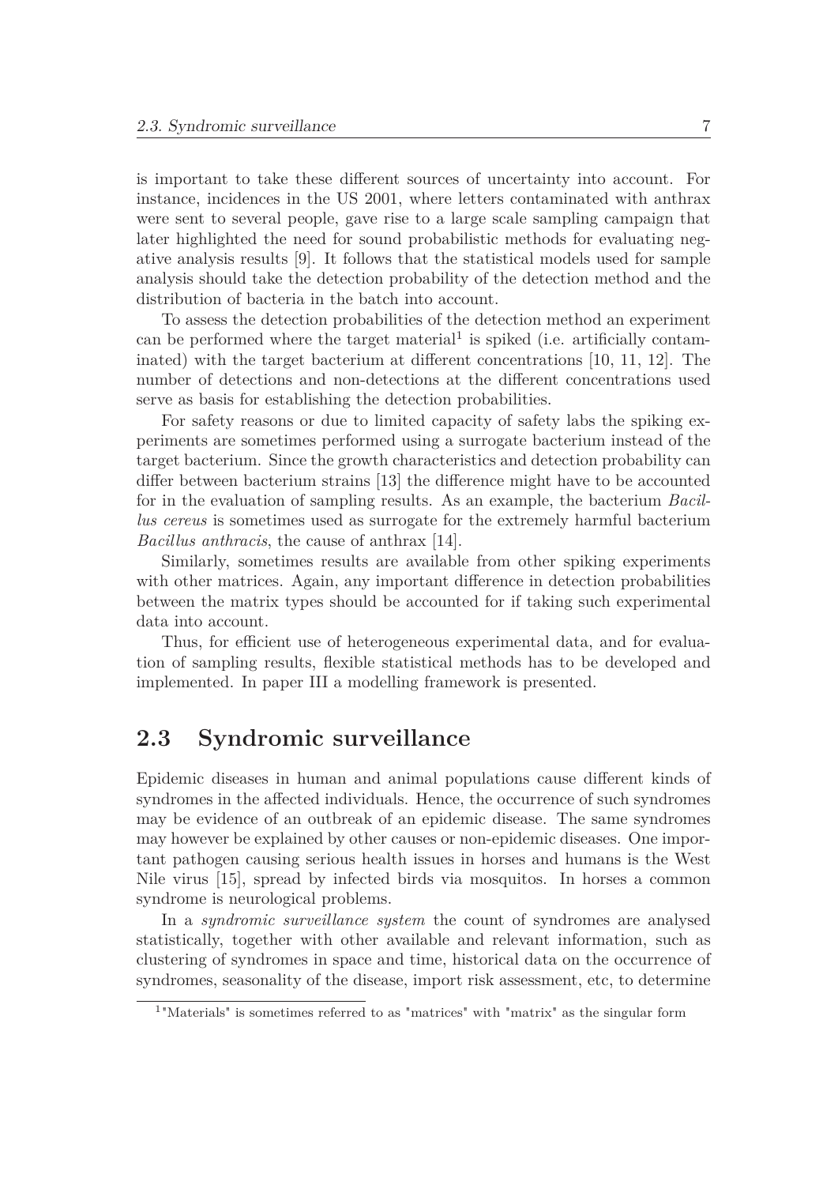is important to take these different sources of uncertainty into account. For instance, incidences in the US 2001, where letters contaminated with anthrax were sent to several people, gave rise to a large scale sampling campaign that later highlighted the need for sound probabilistic methods for evaluating negative analysis results [9]. It follows that the statistical models used for sample analysis should take the detection probability of the detection method and the distribution of bacteria in the batch into account.

To assess the detection probabilities of the detection method an experiment can be performed where the target material[1] is spiked (i.e. artificially contaminated) with the target bacterium at different concentrations [10, 11, 12]. The number of detections and non-detections at the different concentrations used serve as basis for establishing the detection probabilities.

For safety reasons or due to limited capacity of safety labs the spiking experiments are sometimes performed using a surrogate bacterium instead of the target bacterium. Since the growth characteristics and detection probability can differ between bacterium strains [13] the difference might have to be accounted for in the evaluation of sampling results. As an example, the bacterium *Bacillus cereus* is sometimes used as surrogate for the extremely harmful bacterium *Bacillus anthracis*, the cause of anthrax [14].

Similarly, sometimes results are available from other spiking experiments with other matrices. Again, any important difference in detection probabilities between the matrix types should be accounted for if taking such experimental data into account.

Thus, for efficient use of heterogeneous experimental data, and for evaluation of sampling results, flexible statistical methods has to be developed and implemented. In paper III a modelling framework is presented.

## 2.3 Syndromic surveillance

Epidemic diseases in human and animal populations cause different kinds of syndromes in the affected individuals. Hence, the occurrence of such syndromes may be evidence of an outbreak of an epidemic disease. The same syndromes may however be explained by other causes or non-epidemic diseases. One important pathogen causing serious health issues in horses and humans is the West Nile virus [15], spread by infected birds via mosquitos. In horses a common syndrome is neurological problems.

In a *syndromic surveillance system* the count of syndromes are analysed statistically, together with other available and relevant information, such as clustering of syndromes in space and time, historical data on the occurrence of syndromes, seasonality of the disease, import risk assessment, etc, to determine

[1] "Materials" is sometimes referred to as "matrices" with "matrix" as the singular form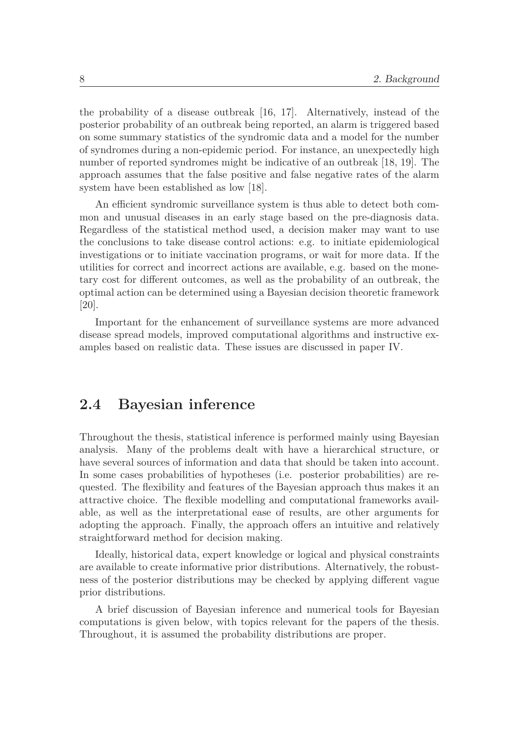the probability of a disease outbreak [16, 17]. Alternatively, instead of the posterior probability of an outbreak being reported, an alarm is triggered based on some summary statistics of the syndromic data and a model for the number of syndromes during a non-epidemic period. For instance, an unexpectedly high number of reported syndromes might be indicative of an outbreak [18, 19]. The approach assumes that the false positive and false negative rates of the alarm system have been established as low [18].

An efficient syndromic surveillance system is thus able to detect both common and unusual diseases in an early stage based on the pre-diagnosis data. Regardless of the statistical method used, a decision maker may want to use the conclusions to take disease control actions: e.g. to initiate epidemiological investigations or to initiate vaccination programs, or wait for more data. If the utilities for correct and incorrect actions are available, e.g. based on the monetary cost for different outcomes, as well as the probability of an outbreak, the optimal action can be determined using a Bayesian decision theoretic framework [20].

Important for the enhancement of surveillance systems are more advanced disease spread models, improved computational algorithms and instructive examples based on realistic data. These issues are discussed in paper IV.

## 2.4 Bayesian inference

Throughout the thesis, statistical inference is performed mainly using Bayesian analysis. Many of the problems dealt with have a hierarchical structure, or have several sources of information and data that should be taken into account. In some cases probabilities of hypotheses (i.e. posterior probabilities) are requested. The flexibility and features of the Bayesian approach thus makes it an attractive choice. The flexible modelling and computational frameworks available, as well as the interpretational ease of results, are other arguments for adopting the approach. Finally, the approach offers an intuitive and relatively straightforward method for decision making.

Ideally, historical data, expert knowledge or logical and physical constraints are available to create informative prior distributions. Alternatively, the robustness of the posterior distributions may be checked by applying different vague prior distributions.

A brief discussion of Bayesian inference and numerical tools for Bayesian computations is given below, with topics relevant for the papers of the thesis. Throughout, it is assumed the probability distributions are proper.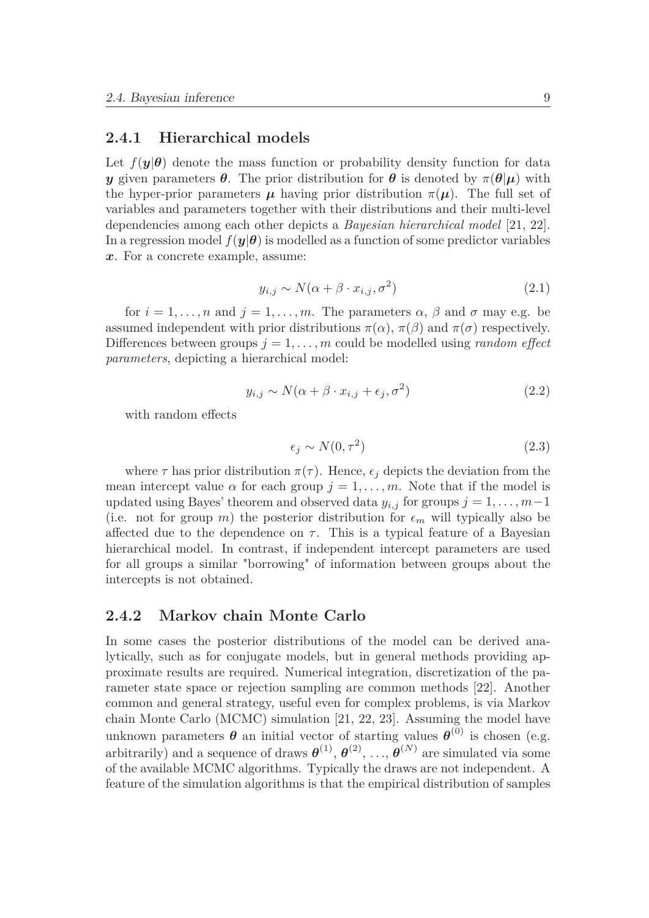### 2.4.1 Hierarchical models

Let $f(\boldsymbol{y}|\boldsymbol{\theta})$ denote the mass function or probability density function for data $\boldsymbol{y}$ given parameters $\boldsymbol{\theta}$. The prior distribution for $\boldsymbol{\theta}$ is denoted by $\pi(\boldsymbol{\theta}|\boldsymbol{\mu})$ with the hyper-prior parameters $\boldsymbol{\mu}$ having prior distribution $\pi(\boldsymbol{\mu})$. The full set of variables and parameters together with their distributions and their multi-level dependencies among each other depicts a *Bayesian hierarchical model* [21, 22]. In a regression model $f(\boldsymbol{y}|\boldsymbol{\theta})$ is modelled as a function of some predictor variables $\boldsymbol{x}$. For a concrete example, assume:

$$y_{i,j} \sim N(\alpha + \beta \cdot x_{i,j}, \sigma^2) \tag{2.1}$$

for $i = 1, \ldots, n$ and $j = 1, \ldots, m$. The parameters $\alpha$, $\beta$ and $\sigma$ may e.g. be assumed independent with prior distributions $\pi(\alpha)$, $\pi(\beta)$ and $\pi(\sigma)$ respectively. Differences between groups $j = 1, \ldots, m$ could be modelled using *random effect parameters*, depicting a hierarchical model:

$$y_{i,j} \sim N(\alpha + \beta \cdot x_{i,j} + \epsilon_j, \sigma^2) \tag{2.2}$$

with random effects

$$\epsilon_j \sim N(0, \tau^2) \tag{2.3}$$

where $\tau$ has prior distribution $\pi(\tau)$. Hence, $\epsilon_j$ depicts the deviation from the mean intercept value $\alpha$ for each group $j = 1, \ldots, m$. Note that if the model is updated using Bayes' theorem and observed data $y_{i,j}$ for groups $j = 1, \ldots, m-1$ (i.e. not for group $m$) the posterior distribution for $\epsilon_m$ will typically also be affected due to the dependence on $\tau$. This is a typical feature of a Bayesian hierarchical model. In contrast, if independent intercept parameters are used for all groups a similar "borrowing" of information between groups about the intercepts is not obtained.

### 2.4.2 Markov chain Monte Carlo

In some cases the posterior distributions of the model can be derived analytically, such as for conjugate models, but in general methods providing approximate results are required. Numerical integration, discretization of the parameter state space or rejection sampling are common methods [22]. Another common and general strategy, useful even for complex problems, is via Markov chain Monte Carlo (MCMC) simulation [21, 22, 23]. Assuming the model have unknown parameters $\boldsymbol{\theta}$ an initial vector of starting values $\boldsymbol{\theta}^{(0)}$ is chosen (e.g. arbitrarily) and a sequence of draws $\boldsymbol{\theta}^{(1)}$, $\boldsymbol{\theta}^{(2)}$, ..., $\boldsymbol{\theta}^{(N)}$ are simulated via some of the available MCMC algorithms. Typically the draws are not independent. A feature of the simulation algorithms is that the empirical distribution of samples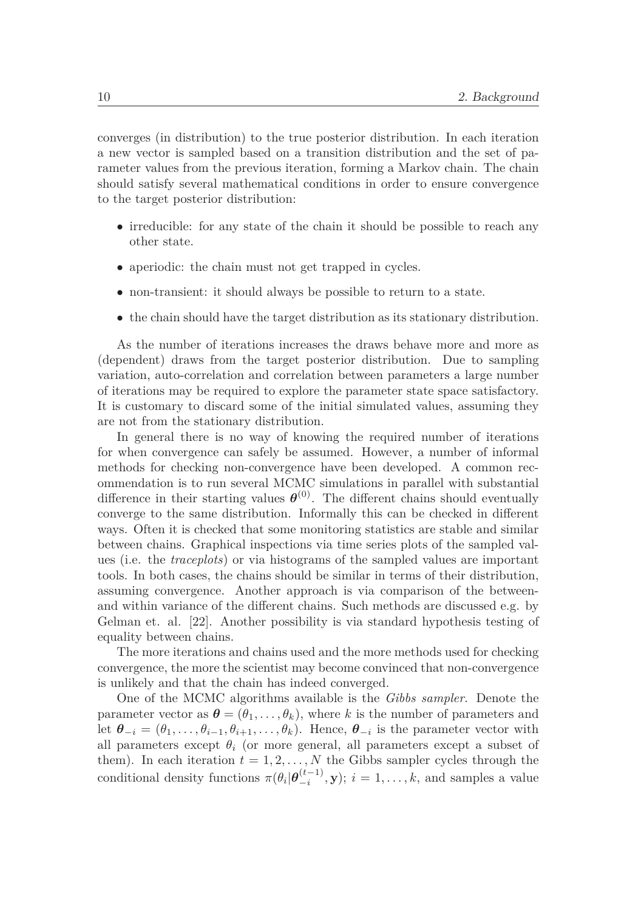converges (in distribution) to the true posterior distribution. In each iteration a new vector is sampled based on a transition distribution and the set of parameter values from the previous iteration, forming a Markov chain. The chain should satisfy several mathematical conditions in order to ensure convergence to the target posterior distribution:

- irreducible: for any state of the chain it should be possible to reach any other state.
- aperiodic: the chain must not get trapped in cycles.
- non-transient: it should always be possible to return to a state.
- the chain should have the target distribution as its stationary distribution.

As the number of iterations increases the draws behave more and more as (dependent) draws from the target posterior distribution. Due to sampling variation, auto-correlation and correlation between parameters a large number of iterations may be required to explore the parameter state space satisfactory. It is customary to discard some of the initial simulated values, assuming they are not from the stationary distribution.

In general there is no way of knowing the required number of iterations for when convergence can safely be assumed. However, a number of informal methods for checking non-convergence have been developed. A common recommendation is to run several MCMC simulations in parallel with substantial difference in their starting values $\boldsymbol{\theta}^{(0)}$. The different chains should eventually converge to the same distribution. Informally this can be checked in different ways. Often it is checked that some monitoring statistics are stable and similar between chains. Graphical inspections via time series plots of the sampled values (i.e. the *traceplots*) or via histograms of the sampled values are important tools. In both cases, the chains should be similar in terms of their distribution, assuming convergence. Another approach is via comparison of the between- and within variance of the different chains. Such methods are discussed e.g. by Gelman et. al. [22]. Another possibility is via standard hypothesis testing of equality between chains.

The more iterations and chains used and the more methods used for checking convergence, the more the scientist may become convinced that non-convergence is unlikely and that the chain has indeed converged.

One of the MCMC algorithms available is the *Gibbs sampler*. Denote the parameter vector as $\boldsymbol{\theta} = (\theta_1, \ldots, \theta_k)$, where $k$ is the number of parameters and let $\boldsymbol{\theta}_{-i} = (\theta_1, \ldots, \theta_{i-1}, \theta_{i+1}, \ldots, \theta_k)$. Hence, $\boldsymbol{\theta}_{-i}$ is the parameter vector with all parameters except $\theta_i$ (or more general, all parameters except a subset of them). In each iteration $t = 1, 2, \ldots, N$ the Gibbs sampler cycles through the conditional density functions $\pi(\theta_i | \boldsymbol{\theta}_{-i}^{(t-1)}, \mathbf{y})$; $i = 1, \ldots, k$, and samples a value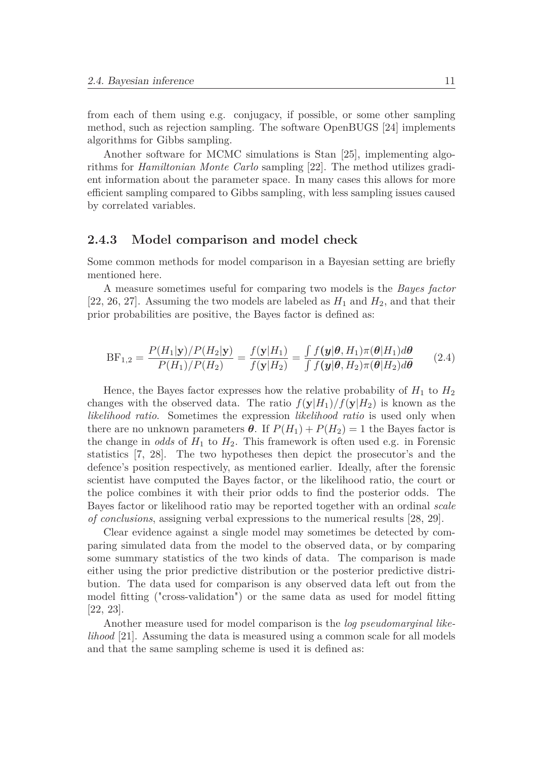from each of them using e.g. conjugacy, if possible, or some other sampling method, such as rejection sampling. The software OpenBUGS [24] implements algorithms for Gibbs sampling.

Another software for MCMC simulations is Stan [25], implementing algorithms for *Hamiltonian Monte Carlo* sampling [22]. The method utilizes gradient information about the parameter space. In many cases this allows for more efficient sampling compared to Gibbs sampling, with less sampling issues caused by correlated variables.

### 2.4.3 Model comparison and model check

Some common methods for model comparison in a Bayesian setting are briefly mentioned here.

A measure sometimes useful for comparing two models is the *Bayes factor* [22, 26, 27]. Assuming the two models are labeled as $H_1$ and $H_2$, and that their prior probabilities are positive, the Bayes factor is defined as:

$$\mathrm{BF}_{1,2} = \frac{P(H_1|\mathbf{y})/P(H_2|\mathbf{y})}{P(H_1)/P(H_2)} = \frac{f(\mathbf{y}|H_1)}{f(\mathbf{y}|H_2)} = \frac{\int f(\boldsymbol{y}|\boldsymbol{\theta}, H_1)\pi(\boldsymbol{\theta}|H_1)d\boldsymbol{\theta}}{\int f(\boldsymbol{y}|\boldsymbol{\theta}, H_2)\pi(\boldsymbol{\theta}|H_2)d\boldsymbol{\theta}} \tag{2.4}$$

Hence, the Bayes factor expresses how the relative probability of $H_1$ to $H_2$ changes with the observed data. The ratio $f(\mathbf{y}|H_1)/f(\mathbf{y}|H_2)$ is known as the *likelihood ratio*. Sometimes the expression *likelihood ratio* is used only when there are no unknown parameters $\boldsymbol{\theta}$. If $P(H_1) + P(H_2) = 1$ the Bayes factor is the change in *odds* of $H_1$ to $H_2$. This framework is often used e.g. in Forensic statistics [7, 28]. The two hypotheses then depict the prosecutor's and the defence's position respectively, as mentioned earlier. Ideally, after the forensic scientist have computed the Bayes factor, or the likelihood ratio, the court or the police combines it with their prior odds to find the posterior odds. The Bayes factor or likelihood ratio may be reported together with an ordinal *scale of conclusions*, assigning verbal expressions to the numerical results [28, 29].

Clear evidence against a single model may sometimes be detected by comparing simulated data from the model to the observed data, or by comparing some summary statistics of the two kinds of data. The comparison is made either using the prior predictive distribution or the posterior predictive distribution. The data used for comparison is any observed data left out from the model fitting ("cross-validation") or the same data as used for model fitting [22, 23].

Another measure used for model comparison is the *log pseudomarginal likelihood* [21]. Assuming the data is measured using a common scale for all models and that the same sampling scheme is used it is defined as: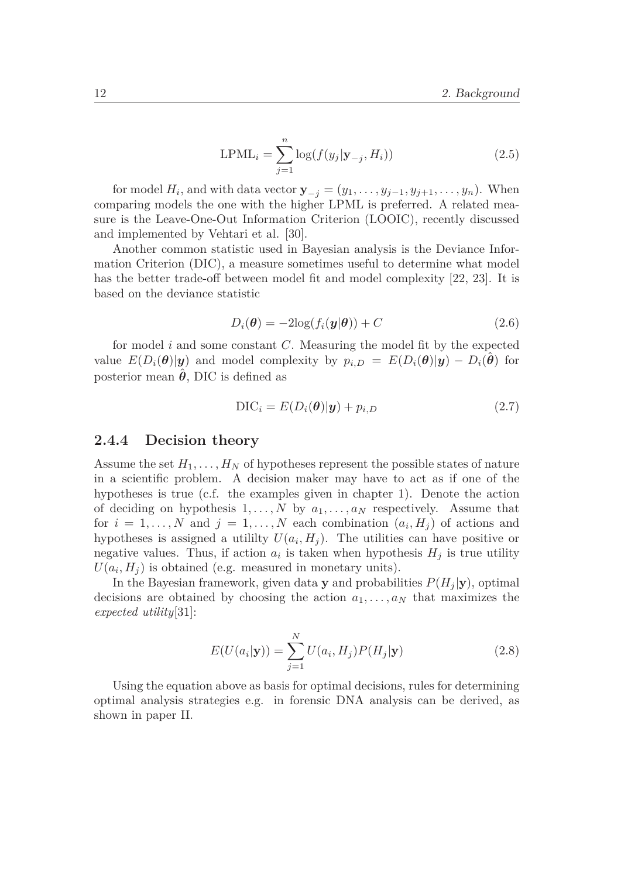$$\mathrm{LPML}_i = \sum_{j=1}^{n} \log(f(y_j|\mathbf{y}_{-j}, H_i)) \tag{2.5}$$

for model $H_i$, and with data vector $\mathbf{y}_{-j} = (y_1, \ldots, y_{j-1}, y_{j+1}, \ldots, y_n)$. When comparing models the one with the higher LPML is preferred. A related measure is the Leave-One-Out Information Criterion (LOOIC), recently discussed and implemented by Vehtari et al. [30].

Another common statistic used in Bayesian analysis is the Deviance Information Criterion (DIC), a measure sometimes useful to determine what model has the better trade-off between model fit and model complexity [22, 23]. It is based on the deviance statistic

$$D_i(\boldsymbol{\theta}) = -2\log(f_i(\boldsymbol{y}|\boldsymbol{\theta})) + C \tag{2.6}$$

for model $i$ and some constant $C$. Measuring the model fit by the expected value $E(D_i(\boldsymbol{\theta})|\boldsymbol{y})$ and model complexity by $p_{i,D} = E(D_i(\boldsymbol{\theta})|\boldsymbol{y}) - D_i(\hat{\boldsymbol{\theta}})$ for posterior mean $\hat{\boldsymbol{\theta}}$, DIC is defined as

$$\mathrm{DIC}_i = E(D_i(\boldsymbol{\theta})|\boldsymbol{y}) + p_{i,D} \tag{2.7}$$

### 2.4.4 Decision theory

Assume the set $H_1, \ldots, H_N$ of hypotheses represent the possible states of nature in a scientific problem. A decision maker may have to act as if one of the hypotheses is true (c.f. the examples given in chapter 1). Denote the action of deciding on hypothesis $1, \ldots, N$ by $a_1, \ldots, a_N$ respectively. Assume that for $i = 1, \ldots, N$ and $j = 1, \ldots, N$ each combination $(a_i, H_j)$ of actions and hypotheses is assigned a utililty $U(a_i, H_j)$. The utilities can have positive or negative values. Thus, if action $a_i$ is taken when hypothesis $H_j$ is true utility $U(a_i, H_j)$ is obtained (e.g. measured in monetary units).

In the Bayesian framework, given data $\mathbf{y}$ and probabilities $P(H_j|\mathbf{y})$, optimal decisions are obtained by choosing the action $a_1, \ldots, a_N$ that maximizes the *expected utility*[31]:

$$E(U(a_i|\mathbf{y})) = \sum_{j=1}^{N} U(a_i, H_j) P(H_j|\mathbf{y}) \tag{2.8}$$

Using the equation above as basis for optimal decisions, rules for determining optimal analysis strategies e.g. in forensic DNA analysis can be derived, as shown in paper II.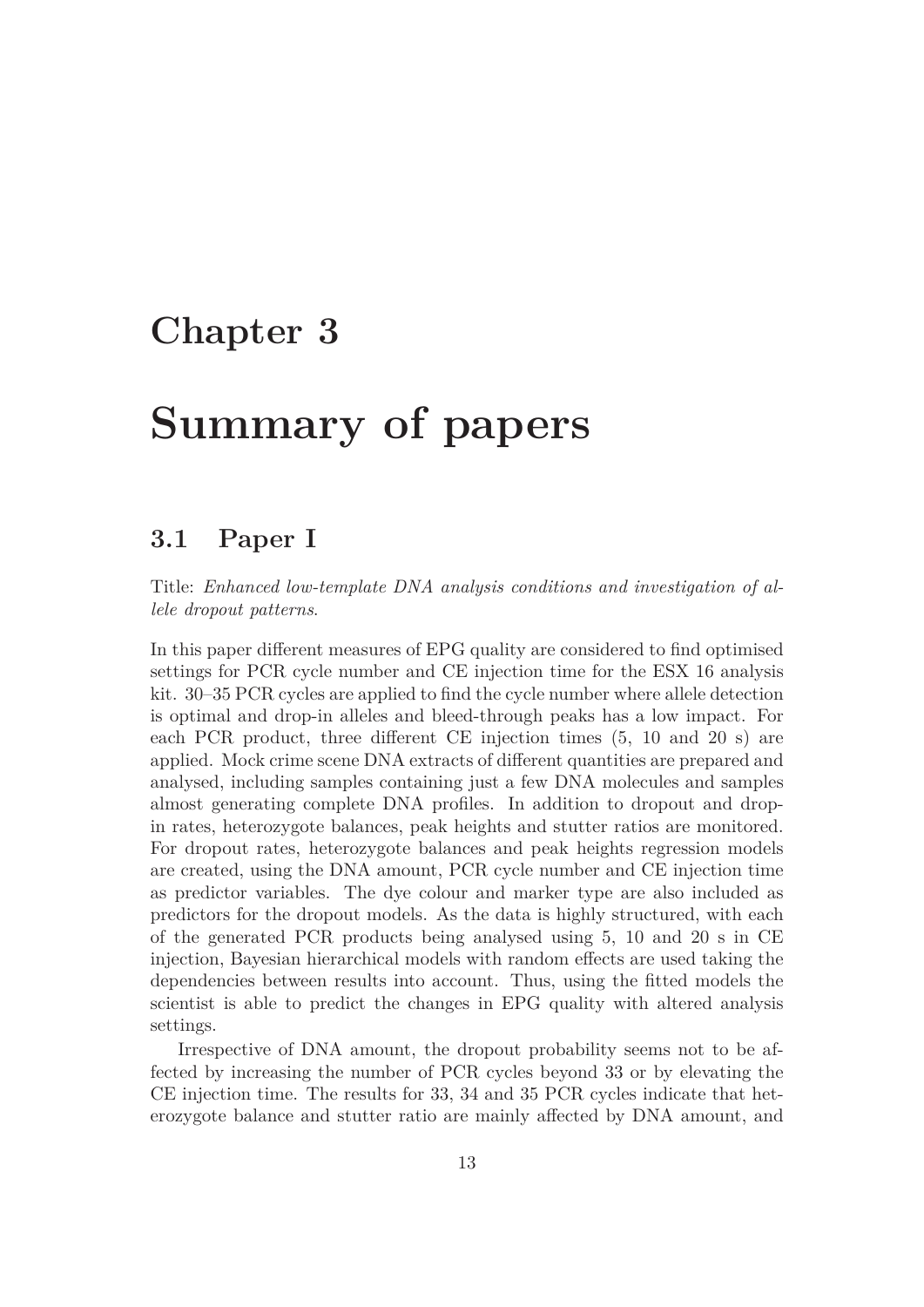# Chapter 3

# Summary of papers

## 3.1 Paper I

Title: *Enhanced low-template DNA analysis conditions and investigation of allele dropout patterns*.

In this paper different measures of EPG quality are considered to find optimised settings for PCR cycle number and CE injection time for the ESX 16 analysis kit. 30–35 PCR cycles are applied to find the cycle number where allele detection is optimal and drop-in alleles and bleed-through peaks has a low impact. For each PCR product, three different CE injection times (5, 10 and 20 s) are applied. Mock crime scene DNA extracts of different quantities are prepared and analysed, including samples containing just a few DNA molecules and samples almost generating complete DNA profiles. In addition to dropout and drop-in rates, heterozygote balances, peak heights and stutter ratios are monitored. For dropout rates, heterozygote balances and peak heights regression models are created, using the DNA amount, PCR cycle number and CE injection time as predictor variables. The dye colour and marker type are also included as predictors for the dropout models. As the data is highly structured, with each of the generated PCR products being analysed using 5, 10 and 20 s in CE injection, Bayesian hierarchical models with random effects are used taking the dependencies between results into account. Thus, using the fitted models the scientist is able to predict the changes in EPG quality with altered analysis settings.

Irrespective of DNA amount, the dropout probability seems not to be affected by increasing the number of PCR cycles beyond 33 or by elevating the CE injection time. The results for 33, 34 and 35 PCR cycles indicate that heterozygote balance and stutter ratio are mainly affected by DNA amount, and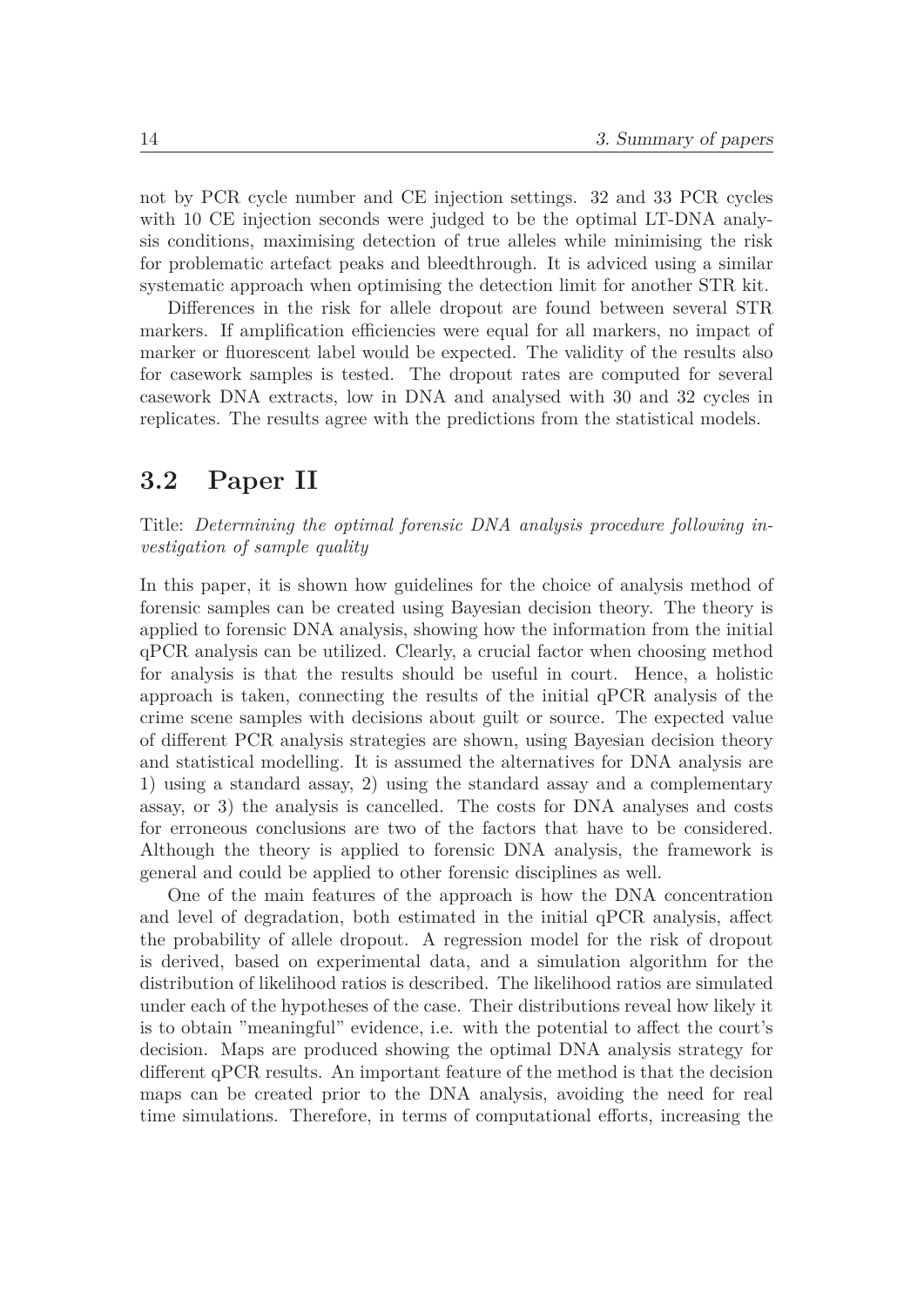not by PCR cycle number and CE injection settings. 32 and 33 PCR cycles with 10 CE injection seconds were judged to be the optimal LT-DNA analysis conditions, maximising detection of true alleles while minimising the risk for problematic artefact peaks and bleedthrough. It is adviced using a similar systematic approach when optimising the detection limit for another STR kit.

Differences in the risk for allele dropout are found between several STR markers. If amplification efficiencies were equal for all markers, no impact of marker or fluorescent label would be expected. The validity of the results also for casework samples is tested. The dropout rates are computed for several casework DNA extracts, low in DNA and analysed with 30 and 32 cycles in replicates. The results agree with the predictions from the statistical models.

## 3.2 Paper II

Title: *Determining the optimal forensic DNA analysis procedure following investigation of sample quality*

In this paper, it is shown how guidelines for the choice of analysis method of forensic samples can be created using Bayesian decision theory. The theory is applied to forensic DNA analysis, showing how the information from the initial qPCR analysis can be utilized. Clearly, a crucial factor when choosing method for analysis is that the results should be useful in court. Hence, a holistic approach is taken, connecting the results of the initial qPCR analysis of the crime scene samples with decisions about guilt or source. The expected value of different PCR analysis strategies are shown, using Bayesian decision theory and statistical modelling. It is assumed the alternatives for DNA analysis are 1) using a standard assay, 2) using the standard assay and a complementary assay, or 3) the analysis is cancelled. The costs for DNA analyses and costs for erroneous conclusions are two of the factors that have to be considered. Although the theory is applied to forensic DNA analysis, the framework is general and could be applied to other forensic disciplines as well.

One of the main features of the approach is how the DNA concentration and level of degradation, both estimated in the initial qPCR analysis, affect the probability of allele dropout. A regression model for the risk of dropout is derived, based on experimental data, and a simulation algorithm for the distribution of likelihood ratios is described. The likelihood ratios are simulated under each of the hypotheses of the case. Their distributions reveal how likely it is to obtain "meaningful" evidence, i.e. with the potential to affect the court's decision. Maps are produced showing the optimal DNA analysis strategy for different qPCR results. An important feature of the method is that the decision maps can be created prior to the DNA analysis, avoiding the need for real time simulations. Therefore, in terms of computational efforts, increasing the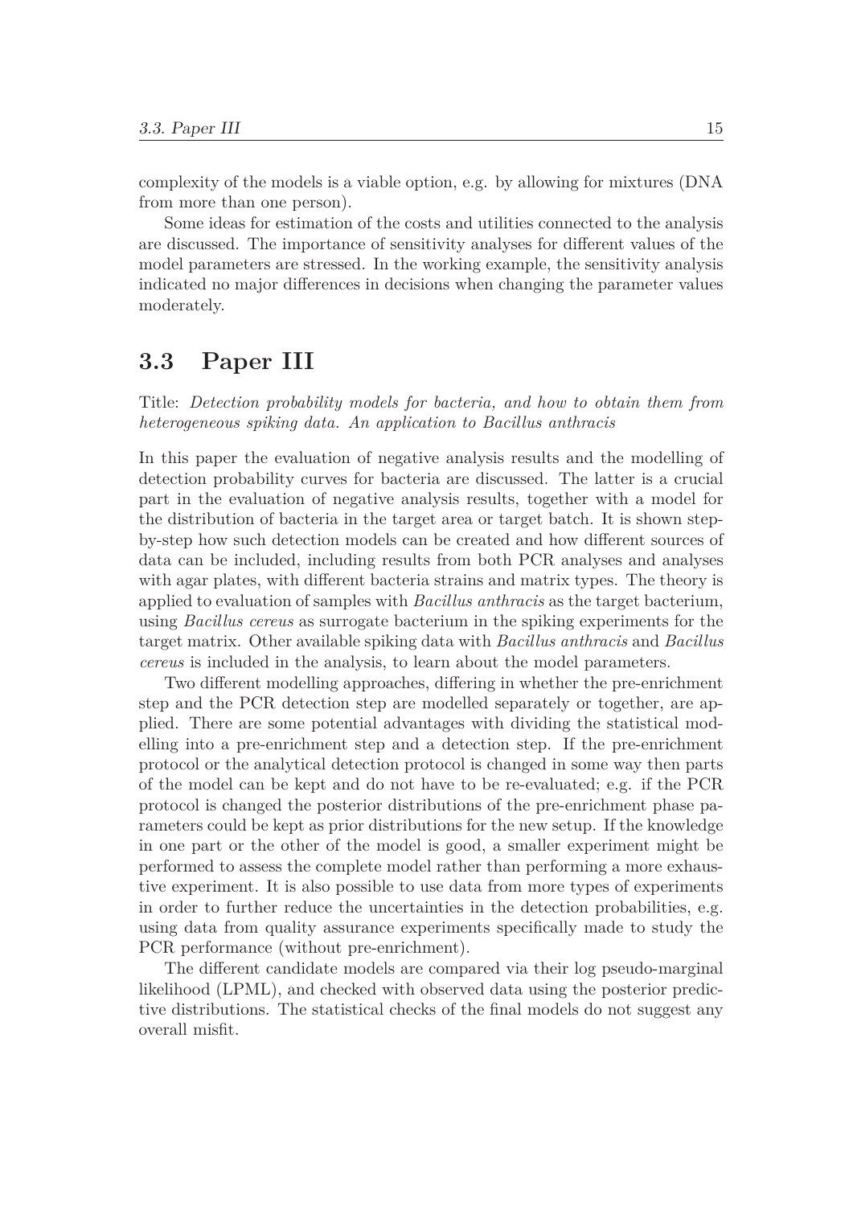complexity of the models is a viable option, e.g. by allowing for mixtures (DNA from more than one person).

Some ideas for estimation of the costs and utilities connected to the analysis are discussed. The importance of sensitivity analyses for different values of the model parameters are stressed. In the working example, the sensitivity analysis indicated no major differences in decisions when changing the parameter values moderately.

## 3.3 Paper III

Title: *Detection probability models for bacteria, and how to obtain them from heterogeneous spiking data. An application to Bacillus anthracis*

In this paper the evaluation of negative analysis results and the modelling of detection probability curves for bacteria are discussed. The latter is a crucial part in the evaluation of negative analysis results, together with a model for the distribution of bacteria in the target area or target batch. It is shown step-by-step how such detection models can be created and how different sources of data can be included, including results from both PCR analyses and analyses with agar plates, with different bacteria strains and matrix types. The theory is applied to evaluation of samples with *Bacillus anthracis* as the target bacterium, using *Bacillus cereus* as surrogate bacterium in the spiking experiments for the target matrix. Other available spiking data with *Bacillus anthracis* and *Bacillus cereus* is included in the analysis, to learn about the model parameters.

Two different modelling approaches, differing in whether the pre-enrichment step and the PCR detection step are modelled separately or together, are applied. There are some potential advantages with dividing the statistical modelling into a pre-enrichment step and a detection step. If the pre-enrichment protocol or the analytical detection protocol is changed in some way then parts of the model can be kept and do not have to be re-evaluated; e.g. if the PCR protocol is changed the posterior distributions of the pre-enrichment phase parameters could be kept as prior distributions for the new setup. If the knowledge in one part or the other of the model is good, a smaller experiment might be performed to assess the complete model rather than performing a more exhaustive experiment. It is also possible to use data from more types of experiments in order to further reduce the uncertainties in the detection probabilities, e.g. using data from quality assurance experiments specifically made to study the PCR performance (without pre-enrichment).

The different candidate models are compared via their log pseudo-marginal likelihood (LPML), and checked with observed data using the posterior predictive distributions. The statistical checks of the final models do not suggest any overall misfit.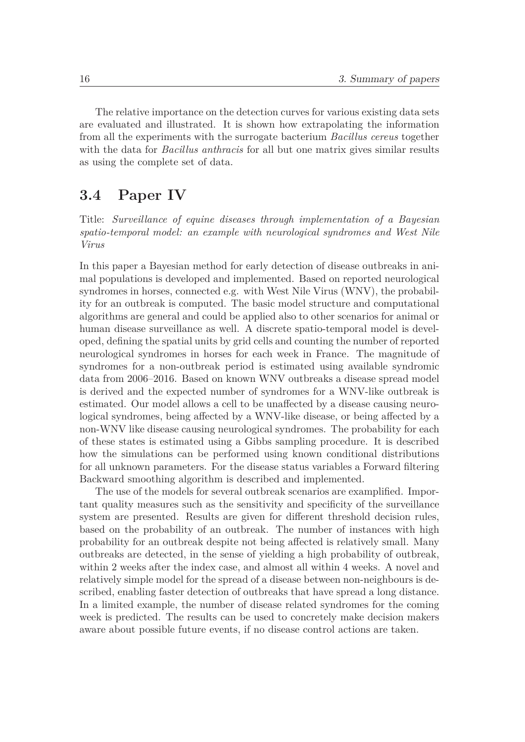The relative importance on the detection curves for various existing data sets are evaluated and illustrated. It is shown how extrapolating the information from all the experiments with the surrogate bacterium *Bacillus cereus* together with the data for *Bacillus anthracis* for all but one matrix gives similar results as using the complete set of data.

## 3.4 Paper IV

Title: *Surveillance of equine diseases through implementation of a Bayesian spatio-temporal model: an example with neurological syndromes and West Nile Virus*

In this paper a Bayesian method for early detection of disease outbreaks in animal populations is developed and implemented. Based on reported neurological syndromes in horses, connected e.g. with West Nile Virus (WNV), the probability for an outbreak is computed. The basic model structure and computational algorithms are general and could be applied also to other scenarios for animal or human disease surveillance as well. A discrete spatio-temporal model is developed, defining the spatial units by grid cells and counting the number of reported neurological syndromes in horses for each week in France. The magnitude of syndromes for a non-outbreak period is estimated using available syndromic data from 2006–2016. Based on known WNV outbreaks a disease spread model is derived and the expected number of syndromes for a WNV-like outbreak is estimated. Our model allows a cell to be unaffected by a disease causing neurological syndromes, being affected by a WNV-like disease, or being affected by a non-WNV like disease causing neurological syndromes. The probability for each of these states is estimated using a Gibbs sampling procedure. It is described how the simulations can be performed using known conditional distributions for all unknown parameters. For the disease status variables a Forward filtering Backward smoothing algorithm is described and implemented.

The use of the models for several outbreak scenarios are examplified. Important quality measures such as the sensitivity and specificity of the surveillance system are presented. Results are given for different threshold decision rules, based on the probability of an outbreak. The number of instances with high probability for an outbreak despite not being affected is relatively small. Many outbreaks are detected, in the sense of yielding a high probability of outbreak, within 2 weeks after the index case, and almost all within 4 weeks. A novel and relatively simple model for the spread of a disease between non-neighbours is described, enabling faster detection of outbreaks that have spread a long distance. In a limited example, the number of disease related syndromes for the coming week is predicted. The results can be used to concretely make decision makers aware about possible future events, if no disease control actions are taken.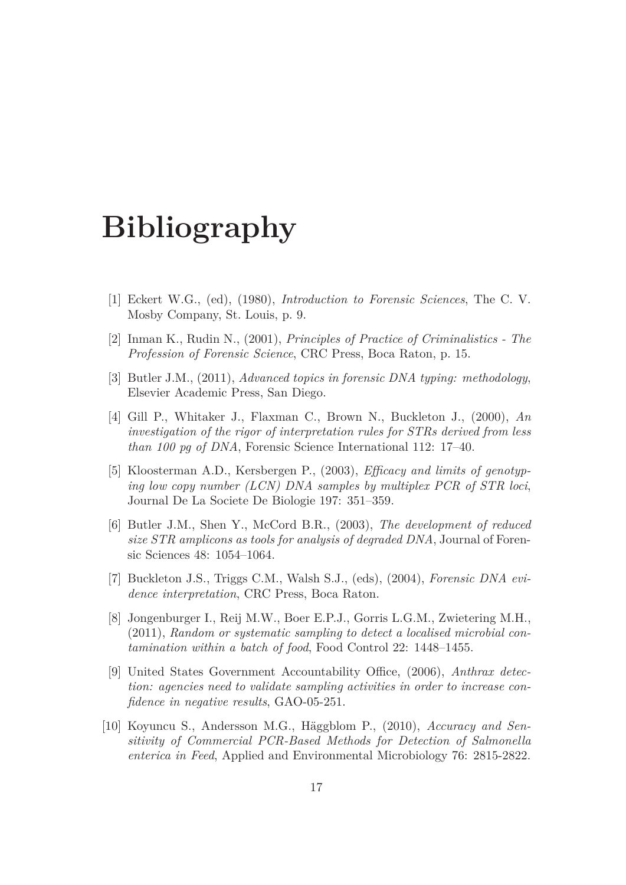# Bibliography

[1] Eckert W.G., (ed), (1980), *Introduction to Forensic Sciences*, The C. V. Mosby Company, St. Louis, p. 9.

[2] Inman K., Rudin N., (2001), *Principles of Practice of Criminalistics - The Profession of Forensic Science*, CRC Press, Boca Raton, p. 15.

[3] Butler J.M., (2011), *Advanced topics in forensic DNA typing: methodology*, Elsevier Academic Press, San Diego.

[4] Gill P., Whitaker J., Flaxman C., Brown N., Buckleton J., (2000), *An investigation of the rigor of interpretation rules for STRs derived from less than 100 pg of DNA*, Forensic Science International 112: 17–40.

[5] Kloosterman A.D., Kersbergen P., (2003), *Efficacy and limits of genotyping low copy number (LCN) DNA samples by multiplex PCR of STR loci*, Journal De La Societe De Biologie 197: 351–359.

[6] Butler J.M., Shen Y., McCord B.R., (2003), *The development of reduced size STR amplicons as tools for analysis of degraded DNA*, Journal of Forensic Sciences 48: 1054–1064.

[7] Buckleton J.S., Triggs C.M., Walsh S.J., (eds), (2004), *Forensic DNA evidence interpretation*, CRC Press, Boca Raton.

[8] Jongenburger I., Reij M.W., Boer E.P.J., Gorris L.G.M., Zwietering M.H., (2011), *Random or systematic sampling to detect a localised microbial contamination within a batch of food*, Food Control 22: 1448–1455.

[9] United States Government Accountability Office, (2006), *Anthrax detection: agencies need to validate sampling activities in order to increase confidence in negative results*, GAO-05-251.

[10] Koyuncu S., Andersson M.G., Häggblom P., (2010), *Accuracy and Sensitivity of Commercial PCR-Based Methods for Detection of Salmonella enterica in Feed*, Applied and Environmental Microbiology 76: 2815-2822.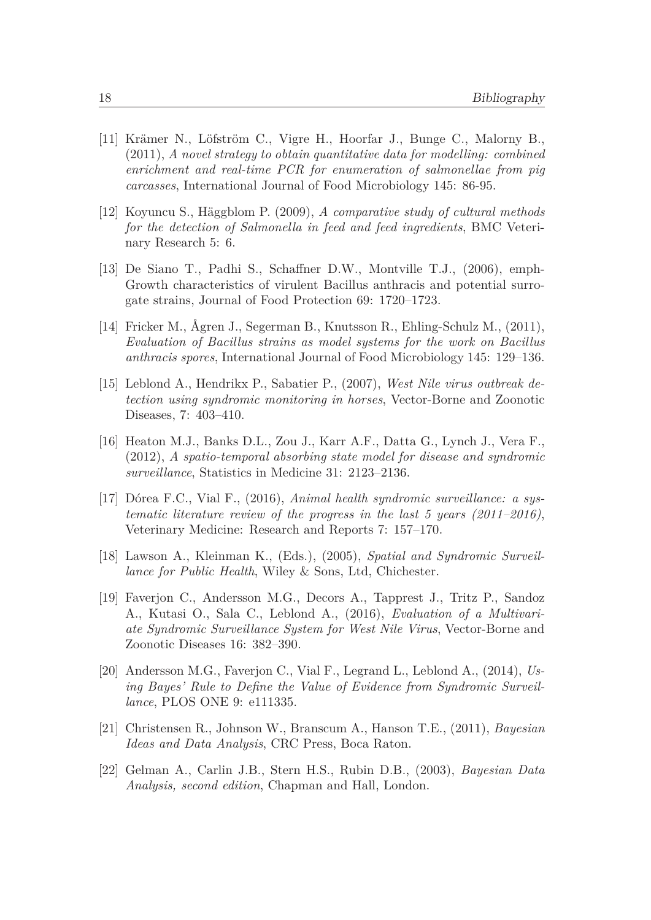[11] Krämer N., Löfström C., Vigre H., Hoorfar J., Bunge C., Malorny B., (2011), *A novel strategy to obtain quantitative data for modelling: combined enrichment and real-time PCR for enumeration of salmonellae from pig carcasses*, International Journal of Food Microbiology 145: 86-95.

[12] Koyuncu S., Häggblom P. (2009), *A comparative study of cultural methods for the detection of Salmonella in feed and feed ingredients*, BMC Veterinary Research 5: 6.

[13] De Siano T., Padhi S., Schaffner D.W., Montville T.J., (2006), emph-Growth characteristics of virulent Bacillus anthracis and potential surrogate strains, Journal of Food Protection 69: 1720–1723.

[14] Fricker M., Ågren J., Segerman B., Knutsson R., Ehling-Schulz M., (2011), *Evaluation of Bacillus strains as model systems for the work on Bacillus anthracis spores*, International Journal of Food Microbiology 145: 129–136.

[15] Leblond A., Hendrikx P., Sabatier P., (2007), *West Nile virus outbreak detection using syndromic monitoring in horses*, Vector-Borne and Zoonotic Diseases, 7: 403–410.

[16] Heaton M.J., Banks D.L., Zou J., Karr A.F., Datta G., Lynch J., Vera F., (2012), *A spatio-temporal absorbing state model for disease and syndromic surveillance*, Statistics in Medicine 31: 2123–2136.

[17] Dórea F.C., Vial F., (2016), *Animal health syndromic surveillance: a systematic literature review of the progress in the last 5 years (2011–2016)*, Veterinary Medicine: Research and Reports 7: 157–170.

[18] Lawson A., Kleinman K., (Eds.), (2005), *Spatial and Syndromic Surveillance for Public Health*, Wiley & Sons, Ltd, Chichester.

[19] Faverjon C., Andersson M.G., Decors A., Tapprest J., Tritz P., Sandoz A., Kutasi O., Sala C., Leblond A., (2016), *Evaluation of a Multivariate Syndromic Surveillance System for West Nile Virus*, Vector-Borne and Zoonotic Diseases 16: 382–390.

[20] Andersson M.G., Faverjon C., Vial F., Legrand L., Leblond A., (2014), *Using Bayes' Rule to Define the Value of Evidence from Syndromic Surveillance*, PLOS ONE 9: e111335.

[21] Christensen R., Johnson W., Branscum A., Hanson T.E., (2011), *Bayesian Ideas and Data Analysis*, CRC Press, Boca Raton.

[22] Gelman A., Carlin J.B., Stern H.S., Rubin D.B., (2003), *Bayesian Data Analysis, second edition*, Chapman and Hall, London.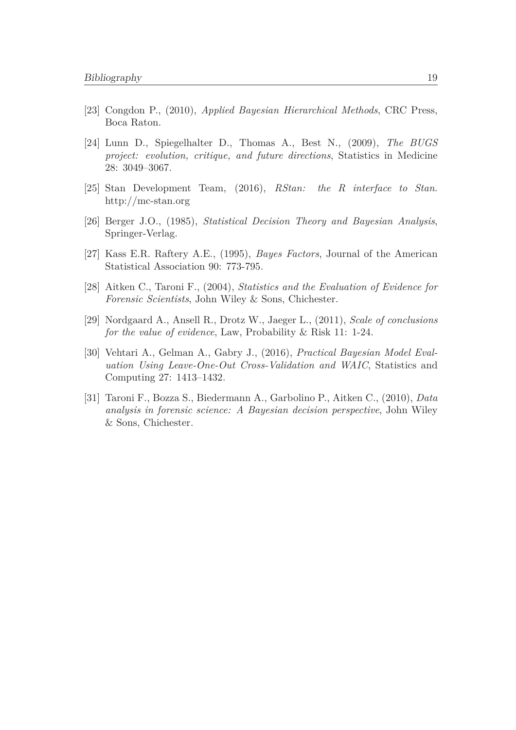[23] Congdon P., (2010), *Applied Bayesian Hierarchical Methods*, CRC Press, Boca Raton.

[24] Lunn D., Spiegelhalter D., Thomas A., Best N., (2009), *The BUGS project: evolution, critique, and future directions*, Statistics in Medicine 28: 3049–3067.

[25] Stan Development Team, (2016), *RStan: the R interface to Stan.* http://mc-stan.org

[26] Berger J.O., (1985), *Statistical Decision Theory and Bayesian Analysis*, Springer-Verlag.

[27] Kass E.R. Raftery A.E., (1995), *Bayes Factors*, Journal of the American Statistical Association 90: 773-795.

[28] Aitken C., Taroni F., (2004), *Statistics and the Evaluation of Evidence for Forensic Scientists*, John Wiley & Sons, Chichester.

[29] Nordgaard A., Ansell R., Drotz W., Jaeger L., (2011), *Scale of conclusions for the value of evidence*, Law, Probability & Risk 11: 1-24.

[30] Vehtari A., Gelman A., Gabry J., (2016), *Practical Bayesian Model Evaluation Using Leave-One-Out Cross-Validation and WAIC*, Statistics and Computing 27: 1413–1432.

[31] Taroni F., Bozza S., Biedermann A., Garbolino P., Aitken C., (2010), *Data analysis in forensic science: A Bayesian decision perspective*, John Wiley & Sons, Chichester.